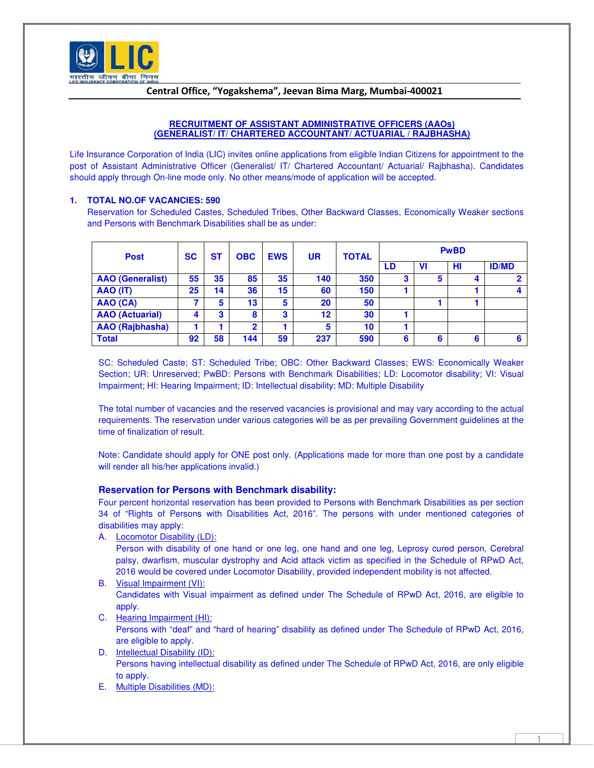भारतीय जीवन बीमा निगम
LIFE INSURANCE CORPORATION OF INDIA

**Central Office, "Yogakshema", Jeevan Bima Marg, Mumbai-400021**

## RECRUITMENT OF ASSISTANT ADMINISTRATIVE OFFICERS (AAOs) (GENERALIST/ IT/ CHARTERED ACCOUNTANT/ ACTUARIAL / RAJBHASHA)

Life Insurance Corporation of India (LIC) invites online applications from eligible Indian Citizens for appointment to the post of Assistant Administrative Officer (Generalist/ IT/ Chartered Accountant/ Actuarial/ Rajbhasha). Candidates should apply through On-line mode only. No other means/mode of application will be accepted.

### 1. TOTAL NO.OF VACANCIES: 590

Reservation for Scheduled Castes, Scheduled Tribes, Other Backward Classes, Economically Weaker sections and Persons with Benchmark Disabilities shall be as under:

| Post | SC | ST | OBC | EWS | UR | TOTAL | PwBD | | | |
|---|---|---|---|---|---|---|---|---|---|---|
| | | | | | | | LD | VI | HI | ID/MD |
| AAO (Generalist) | 55 | 35 | 85 | 35 | 140 | 350 | 3 | 5 | 4 | 2 |
| AAO (IT) | 25 | 14 | 36 | 15 | 60 | 150 | 1 | | 1 | 4 |
| AAO (CA) | 7 | 5 | 13 | 5 | 20 | 50 | | 1 | 1 | |
| AAO (Actuarial) | 4 | 3 | 8 | 3 | 12 | 30 | 1 | | | |
| AAO (Rajbhasha) | 1 | 1 | 2 | 1 | 5 | 10 | 1 | | | |
| Total | 92 | 58 | 144 | 59 | 237 | 590 | 6 | 6 | 6 | 6 |

SC: Scheduled Caste; ST: Scheduled Tribe; OBC: Other Backward Classes; EWS: Economically Weaker Section; UR: Unreserved; PwBD: Persons with Benchmark Disabilities; LD: Locomotor disability; VI: Visual Impairment; HI: Hearing Impairment; ID: Intellectual disability; MD: Multiple Disability

The total number of vacancies and the reserved vacancies is provisional and may vary according to the actual requirements. The reservation under various categories will be as per prevailing Government guidelines at the time of finalization of result.

Note: Candidate should apply for ONE post only. (Applications made for more than one post by a candidate will render all his/her applications invalid.)

### Reservation for Persons with Benchmark disability:

Four percent horizontal reservation has been provided to Persons with Benchmark Disabilities as per section 34 of "Rights of Persons with Disabilities Act, 2016". The persons with under mentioned categories of disabilities may apply:

A. Locomotor Disability (LD):
Person with disability of one hand or one leg, one hand and one leg, Leprosy cured person, Cerebral palsy, dwarfism, muscular dystrophy and Acid attack victim as specified in the Schedule of RPwD Act, 2016 would be covered under Locomotor Disability, provided independent mobility is not affected.

B. Visual Impairment (VI):
Candidates with Visual impairment as defined under The Schedule of RPwD Act, 2016, are eligible to apply.

C. Hearing Impairment (HI):
Persons with "deaf" and "hard of hearing" disability as defined under The Schedule of RPwD Act, 2016, are eligible to apply.

D. Intellectual Disability (ID):
Persons having intellectual disability as defined under The Schedule of RPwD Act, 2016, are only eligible to apply.

E. Multiple Disabilities (MD):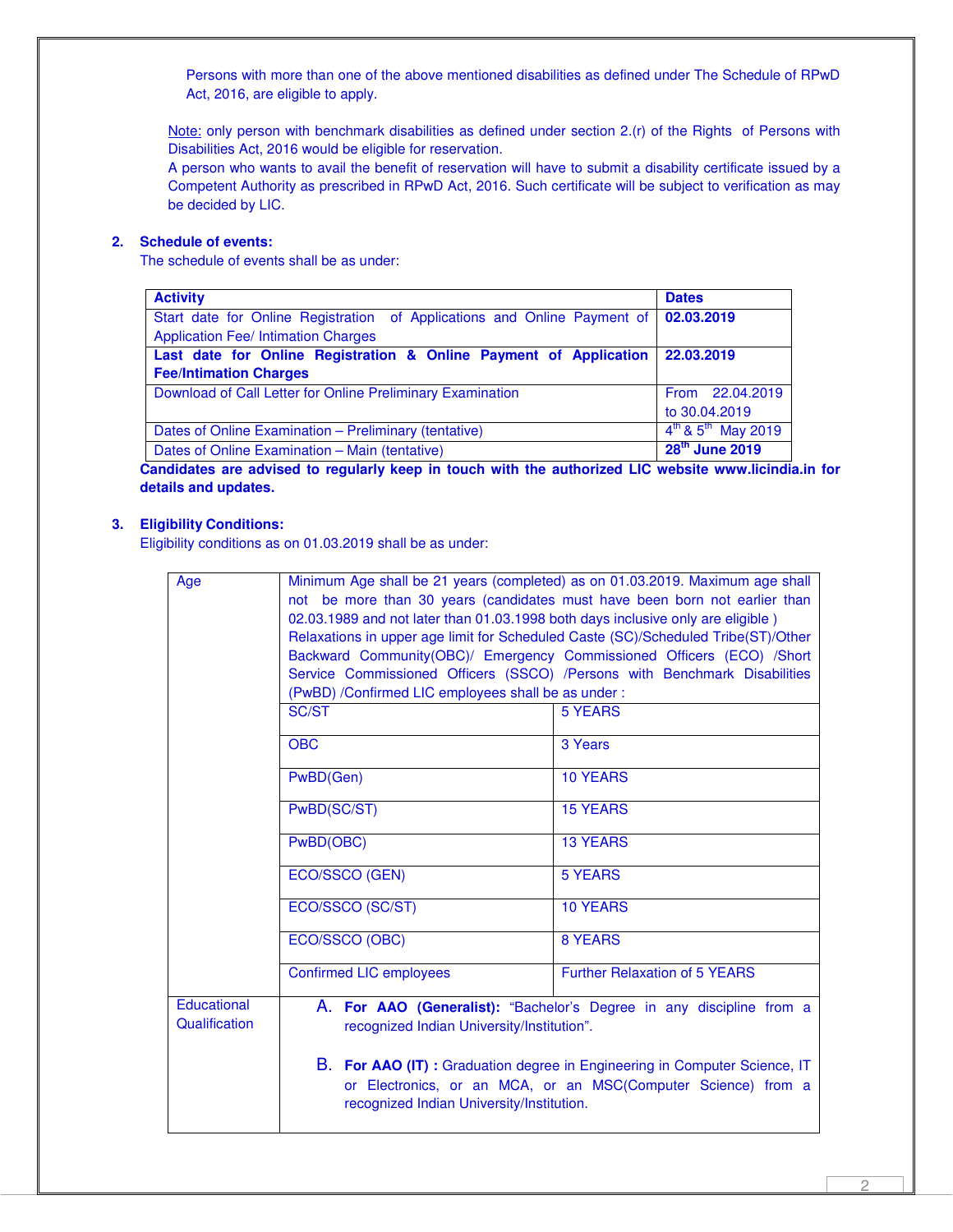Persons with more than one of the above mentioned disabilities as defined under The Schedule of RPwD Act, 2016, are eligible to apply.

Note: only person with benchmark disabilities as defined under section 2.(r) of the Rights of Persons with Disabilities Act, 2016 would be eligible for reservation.
A person who wants to avail the benefit of reservation will have to submit a disability certificate issued by a Competent Authority as prescribed in RPwD Act, 2016. Such certificate will be subject to verification as may be decided by LIC.

**2. Schedule of events:**

The schedule of events shall be as under:

| **Activity** | **Dates** |
|---|---|
| Start date for Online Registration of Applications and Online Payment of Application Fee/ Intimation Charges | **02.03.2019** |
| **Last date for Online Registration & Online Payment of Application Fee/Intimation Charges** | **22.03.2019** |
| Download of Call Letter for Online Preliminary Examination | From 22.04.2019 to 30.04.2019 |
| Dates of Online Examination – Preliminary (tentative) | 4th & 5th May 2019 |
| Dates of Online Examination – Main (tentative) | **28th June 2019** |

**Candidates are advised to regularly keep in touch with the authorized LIC website www.licindia.in for details and updates.**

**3. Eligibility Conditions:**

Eligibility conditions as on 01.03.2019 shall be as under:

| Age | Minimum Age shall be 21 years (completed) as on 01.03.2019. Maximum age shall not be more than 30 years (candidates must have been born not earlier than 02.03.1989 and not later than 01.03.1998 both days inclusive only are eligible ) Relaxations in upper age limit for Scheduled Caste (SC)/Scheduled Tribe(ST)/Other Backward Community(OBC)/ Emergency Commissioned Officers (ECO) /Short Service Commissioned Officers (SSCO) /Persons with Benchmark Disabilities (PwBD) /Confirmed LIC employees shall be as under : | |
|---|---|---|
| | SC/ST | 5 YEARS |
| | OBC | 3 Years |
| | PwBD(Gen) | 10 YEARS |
| | PwBD(SC/ST) | 15 YEARS |
| | PwBD(OBC) | 13 YEARS |
| | ECO/SSCO (GEN) | 5 YEARS |
| | ECO/SSCO (SC/ST) | 10 YEARS |
| | ECO/SSCO (OBC) | 8 YEARS |
| | Confirmed LIC employees | Further Relaxation of 5 YEARS |
| Educational Qualification | A. **For AAO (Generalist):** "Bachelor's Degree in any discipline from a recognized Indian University/Institution". B. **For AAO (IT) :** Graduation degree in Engineering in Computer Science, IT or Electronics, or an MCA, or an MSC(Computer Science) from a recognized Indian University/Institution. | |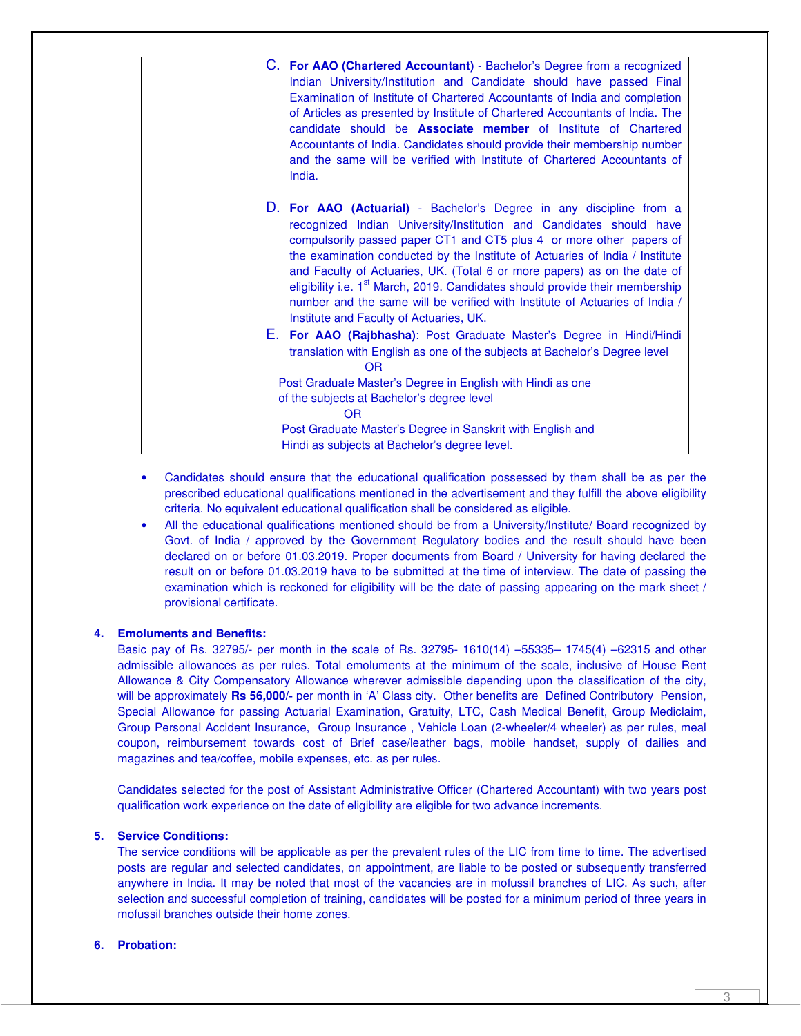| | C. **For AAO (Chartered Accountant)** - Bachelor's Degree from a recognized Indian University/Institution and Candidate should have passed Final Examination of Institute of Chartered Accountants of India and completion of Articles as presented by Institute of Chartered Accountants of India. The candidate should be **Associate member** of Institute of Chartered Accountants of India. Candidates should provide their membership number and the same will be verified with Institute of Chartered Accountants of India.<br><br>D. **For AAO (Actuarial)** - Bachelor's Degree in any discipline from a recognized Indian University/Institution and Candidates should have compulsorily passed paper CT1 and CT5 plus 4 or more other papers of the examination conducted by the Institute of Actuaries of India / Institute and Faculty of Actuaries, UK. (Total 6 or more papers) as on the date of eligibility i.e. 1st March, 2019. Candidates should provide their membership number and the same will be verified with Institute of Actuaries of India / Institute and Faculty of Actuaries, UK.<br>E. **For AAO (Rajbhasha)**: Post Graduate Master's Degree in Hindi/Hindi translation with English as one of the subjects at Bachelor's Degree level<br>OR<br>Post Graduate Master's Degree in English with Hindi as one of the subjects at Bachelor's degree level<br>OR<br>Post Graduate Master's Degree in Sanskrit with English and Hindi as subjects at Bachelor's degree level. |
|---|---|

- Candidates should ensure that the educational qualification possessed by them shall be as per the prescribed educational qualifications mentioned in the advertisement and they fulfill the above eligibility criteria. No equivalent educational qualification shall be considered as eligible.
- All the educational qualifications mentioned should be from a University/Institute/ Board recognized by Govt. of India / approved by the Government Regulatory bodies and the result should have been declared on or before 01.03.2019. Proper documents from Board / University for having declared the result on or before 01.03.2019 have to be submitted at the time of interview. The date of passing the examination which is reckoned for eligibility will be the date of passing appearing on the mark sheet / provisional certificate.

**4. Emoluments and Benefits:**

Basic pay of Rs. 32795/- per month in the scale of Rs. 32795- 1610(14) –55335– 1745(4) –62315 and other admissible allowances as per rules. Total emoluments at the minimum of the scale, inclusive of House Rent Allowance & City Compensatory Allowance wherever admissible depending upon the classification of the city, will be approximately **Rs 56,000/-** per month in 'A' Class city. Other benefits are Defined Contributory Pension, Special Allowance for passing Actuarial Examination, Gratuity, LTC, Cash Medical Benefit, Group Mediclaim, Group Personal Accident Insurance, Group Insurance , Vehicle Loan (2-wheeler/4 wheeler) as per rules, meal coupon, reimbursement towards cost of Brief case/leather bags, mobile handset, supply of dailies and magazines and tea/coffee, mobile expenses, etc. as per rules.

Candidates selected for the post of Assistant Administrative Officer (Chartered Accountant) with two years post qualification work experience on the date of eligibility are eligible for two advance increments.

**5. Service Conditions:**

The service conditions will be applicable as per the prevalent rules of the LIC from time to time. The advertised posts are regular and selected candidates, on appointment, are liable to be posted or subsequently transferred anywhere in India. It may be noted that most of the vacancies are in mofussil branches of LIC. As such, after selection and successful completion of training, candidates will be posted for a minimum period of three years in mofussil branches outside their home zones.

**6. Probation:**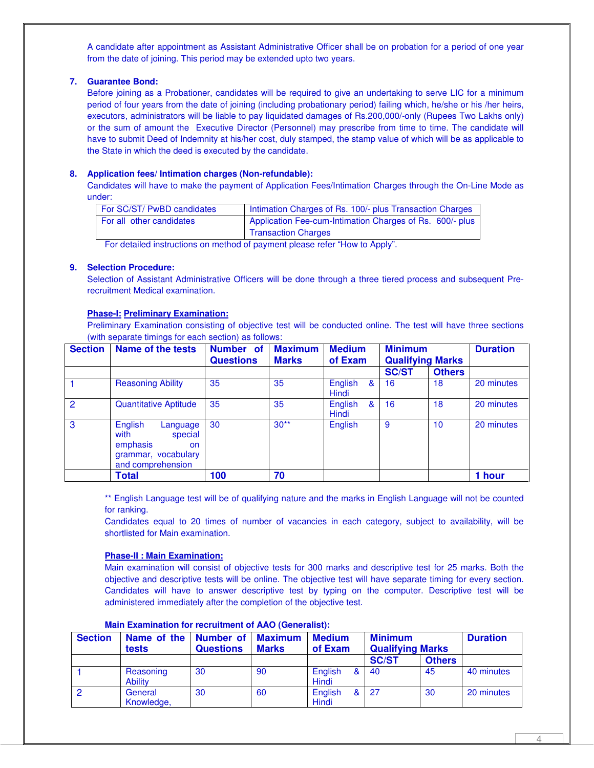A candidate after appointment as Assistant Administrative Officer shall be on probation for a period of one year from the date of joining. This period may be extended upto two years.

**7. Guarantee Bond:**

Before joining as a Probationer, candidates will be required to give an undertaking to serve LIC for a minimum period of four years from the date of joining (including probationary period) failing which, he/she or his /her heirs, executors, administrators will be liable to pay liquidated damages of Rs.200,000/-only (Rupees Two Lakhs only) or the sum of amount the Executive Director (Personnel) may prescribe from time to time. The candidate will have to submit Deed of Indemnity at his/her cost, duly stamped, the stamp value of which will be as applicable to the State in which the deed is executed by the candidate.

**8. Application fees/ Intimation charges (Non-refundable):**

Candidates will have to make the payment of Application Fees/Intimation Charges through the On-Line Mode as under:

| | |
|---|---|
| For SC/ST/ PwBD candidates | Intimation Charges of Rs. 100/- plus Transaction Charges |
| For all other candidates | Application Fee-cum-Intimation Charges of Rs. 600/- plus Transaction Charges |

For detailed instructions on method of payment please refer "How to Apply".

**9. Selection Procedure:**

Selection of Assistant Administrative Officers will be done through a three tiered process and subsequent Pre-recruitment Medical examination.

**Phase-I: Preliminary Examination:**

Preliminary Examination consisting of objective test will be conducted online. The test will have three sections (with separate timings for each section) as follows:

| Section | Name of the tests | Number of Questions | Maximum Marks | Medium of Exam | Minimum Qualifying Marks | | Duration |
|---|---|---|---|---|---|---|---|
| | | | | | SC/ST | Others | |
| 1 | Reasoning Ability | 35 | 35 | English & Hindi | 16 | 18 | 20 minutes |
| 2 | Quantitative Aptitude | 35 | 35 | English & Hindi | 16 | 18 | 20 minutes |
| 3 | English Language with special emphasis on grammar, vocabulary and comprehension | 30 | 30** | English | 9 | 10 | 20 minutes |
| | **Total** | **100** | **70** | | | | **1 hour** |

** English Language test will be of qualifying nature and the marks in English Language will not be counted for ranking.

Candidates equal to 20 times of number of vacancies in each category, subject to availability, will be shortlisted for Main examination.

**Phase-II : Main Examination:**

Main examination will consist of objective tests for 300 marks and descriptive test for 25 marks. Both the objective and descriptive tests will be online. The objective test will have separate timing for every section. Candidates will have to answer descriptive test by typing on the computer. Descriptive test will be administered immediately after the completion of the objective test.

**Main Examination for recruitment of AAO (Generalist):**

| Section | Name of the tests | Number of Questions | Maximum Marks | Medium of Exam | Minimum Qualifying Marks | | Duration |
|---|---|---|---|---|---|---|---|
| | | | | | SC/ST | Others | |
| 1 | Reasoning Ability | 30 | 90 | English & Hindi | 40 | 45 | 40 minutes |
| 2 | General Knowledge, | 30 | 60 | English & Hindi | 27 | 30 | 20 minutes |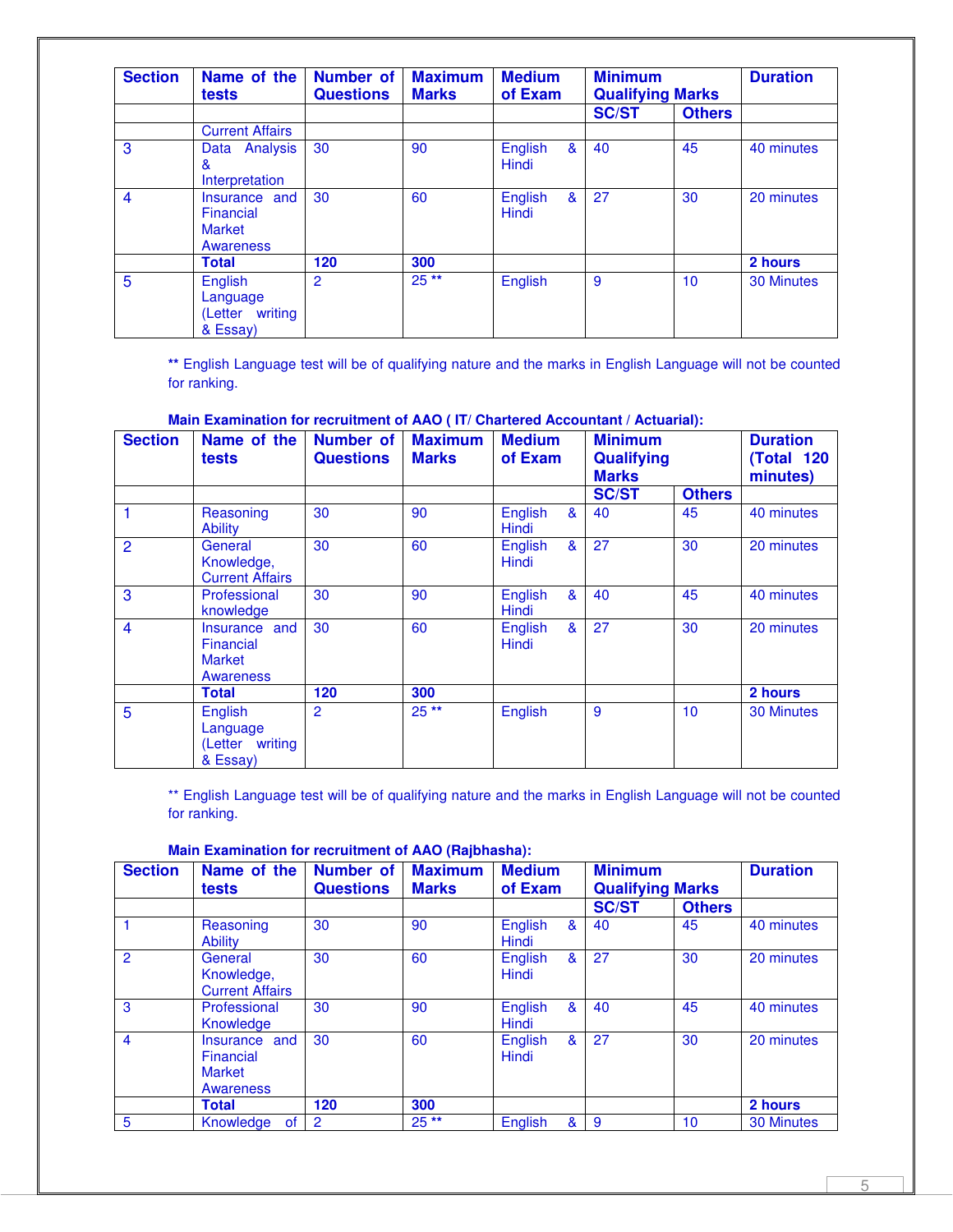| Section | Name of the tests | Number of Questions | Maximum Marks | Medium of Exam | Minimum Qualifying Marks | | Duration |
|---|---|---|---|---|---|---|---|
| | | | | | SC/ST | Others | |
| | Current Affairs | | | | | | |
| 3 | Data Analysis & Interpretation | 30 | 90 | English & Hindi | 40 | 45 | 40 minutes |
| 4 | Insurance and Financial Market Awareness | 30 | 60 | English & Hindi | 27 | 30 | 20 minutes |
| | **Total** | **120** | **300** | | | | **2 hours** |
| 5 | English Language (Letter writing & Essay) | 2 | 25 ** | English | 9 | 10 | 30 Minutes |

** English Language test will be of qualifying nature and the marks in English Language will not be counted for ranking.

**Main Examination for recruitment of AAO ( IT/ Chartered Accountant / Actuarial):**

| Section | Name of the tests | Number of Questions | Maximum Marks | Medium of Exam | Minimum Qualifying Marks | | Duration (Total 120 minutes) |
|---|---|---|---|---|---|---|---|
| | | | | | SC/ST | Others | |
| 1 | Reasoning Ability | 30 | 90 | English & Hindi | 40 | 45 | 40 minutes |
| 2 | General Knowledge, Current Affairs | 30 | 60 | English & Hindi | 27 | 30 | 20 minutes |
| 3 | Professional knowledge | 30 | 90 | English & Hindi | 40 | 45 | 40 minutes |
| 4 | Insurance and Financial Market Awareness | 30 | 60 | English & Hindi | 27 | 30 | 20 minutes |
| | **Total** | **120** | **300** | | | | **2 hours** |
| 5 | English Language (Letter writing & Essay) | 2 | 25 ** | English | 9 | 10 | 30 Minutes |

** English Language test will be of qualifying nature and the marks in English Language will not be counted for ranking.

**Main Examination for recruitment of AAO (Rajbhasha):**

| Section | Name of the tests | Number of Questions | Maximum Marks | Medium of Exam | Minimum Qualifying Marks | | Duration |
|---|---|---|---|---|---|---|---|
| | | | | | SC/ST | Others | |
| 1 | Reasoning Ability | 30 | 90 | English & Hindi | 40 | 45 | 40 minutes |
| 2 | General Knowledge, Current Affairs | 30 | 60 | English & Hindi | 27 | 30 | 20 minutes |
| 3 | Professional Knowledge | 30 | 90 | English & Hindi | 40 | 45 | 40 minutes |
| 4 | Insurance and Financial Market Awareness | 30 | 60 | English & Hindi | 27 | 30 | 20 minutes |
| | **Total** | **120** | **300** | | | | **2 hours** |
| 5 | Knowledge of | 2 | 25 ** | English & | 9 | 10 | 30 Minutes |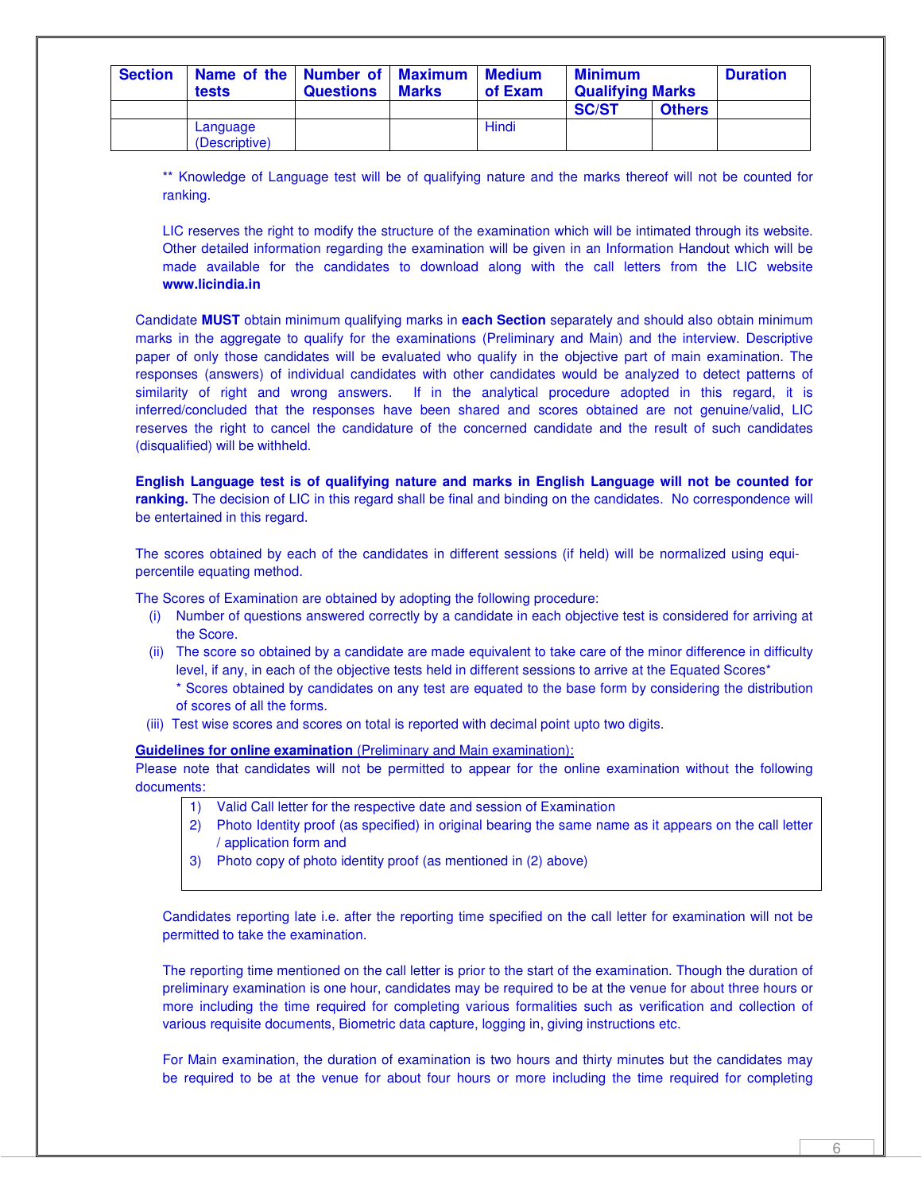| Section | Name of the tests | Number of Questions | Maximum Marks | Medium of Exam | Minimum Qualifying Marks | | Duration |
|---|---|---|---|---|---|---|---|
| | | | | | SC/ST | Others | |
| | Language (Descriptive) | | | Hindi | | | |

** Knowledge of Language test will be of qualifying nature and the marks thereof will not be counted for ranking.

LIC reserves the right to modify the structure of the examination which will be intimated through its website. Other detailed information regarding the examination will be given in an Information Handout which will be made available for the candidates to download along with the call letters from the LIC website **www.licindia.in**

Candidate **MUST** obtain minimum qualifying marks in **each Section** separately and should also obtain minimum marks in the aggregate to qualify for the examinations (Preliminary and Main) and the interview. Descriptive paper of only those candidates will be evaluated who qualify in the objective part of main examination. The responses (answers) of individual candidates with other candidates would be analyzed to detect patterns of similarity of right and wrong answers. If in the analytical procedure adopted in this regard, it is inferred/concluded that the responses have been shared and scores obtained are not genuine/valid, LIC reserves the right to cancel the candidature of the concerned candidate and the result of such candidates (disqualified) will be withheld.

**English Language test is of qualifying nature and marks in English Language will not be counted for ranking.** The decision of LIC in this regard shall be final and binding on the candidates. No correspondence will be entertained in this regard.

The scores obtained by each of the candidates in different sessions (if held) will be normalized using equi-percentile equating method.

The Scores of Examination are obtained by adopting the following procedure:

(i) Number of questions answered correctly by a candidate in each objective test is considered for arriving at the Score.

(ii) The score so obtained by a candidate are made equivalent to take care of the minor difference in difficulty level, if any, in each of the objective tests held in different sessions to arrive at the Equated Scores*

\* Scores obtained by candidates on any test are equated to the base form by considering the distribution of scores of all the forms.

(iii) Test wise scores and scores on total is reported with decimal point upto two digits.

**Guidelines for online examination** (Preliminary and Main examination):

Please note that candidates will not be permitted to appear for the online examination without the following documents:

1) Valid Call letter for the respective date and session of Examination
2) Photo Identity proof (as specified) in original bearing the same name as it appears on the call letter / application form and
3) Photo copy of photo identity proof (as mentioned in (2) above)

Candidates reporting late i.e. after the reporting time specified on the call letter for examination will not be permitted to take the examination.

The reporting time mentioned on the call letter is prior to the start of the examination. Though the duration of preliminary examination is one hour, candidates may be required to be at the venue for about three hours or more including the time required for completing various formalities such as verification and collection of various requisite documents, Biometric data capture, logging in, giving instructions etc.

For Main examination, the duration of examination is two hours and thirty minutes but the candidates may be required to be at the venue for about four hours or more including the time required for completing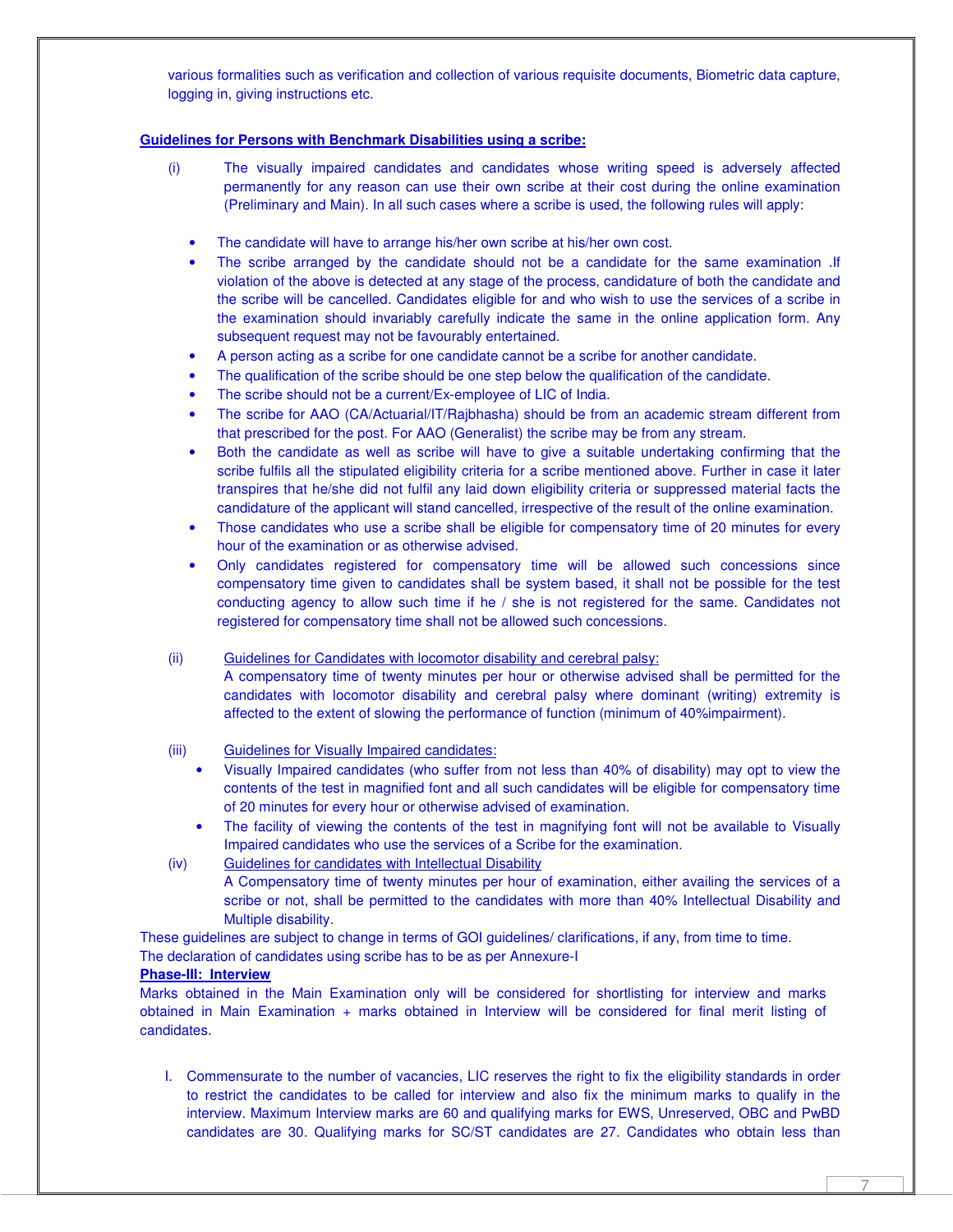various formalities such as verification and collection of various requisite documents, Biometric data capture, logging in, giving instructions etc.

**Guidelines for Persons with Benchmark Disabilities using a scribe:**

(i) The visually impaired candidates and candidates whose writing speed is adversely affected permanently for any reason can use their own scribe at their cost during the online examination (Preliminary and Main). In all such cases where a scribe is used, the following rules will apply:

- The candidate will have to arrange his/her own scribe at his/her own cost.
- The scribe arranged by the candidate should not be a candidate for the same examination .If violation of the above is detected at any stage of the process, candidature of both the candidate and the scribe will be cancelled. Candidates eligible for and who wish to use the services of a scribe in the examination should invariably carefully indicate the same in the online application form. Any subsequent request may not be favourably entertained.
- A person acting as a scribe for one candidate cannot be a scribe for another candidate.
- The qualification of the scribe should be one step below the qualification of the candidate.
- The scribe should not be a current/Ex-employee of LIC of India.
- The scribe for AAO (CA/Actuarial/IT/Rajbhasha) should be from an academic stream different from that prescribed for the post. For AAO (Generalist) the scribe may be from any stream.
- Both the candidate as well as scribe will have to give a suitable undertaking confirming that the scribe fulfils all the stipulated eligibility criteria for a scribe mentioned above. Further in case it later transpires that he/she did not fulfil any laid down eligibility criteria or suppressed material facts the candidature of the applicant will stand cancelled, irrespective of the result of the online examination.
- Those candidates who use a scribe shall be eligible for compensatory time of 20 minutes for every hour of the examination or as otherwise advised.
- Only candidates registered for compensatory time will be allowed such concessions since compensatory time given to candidates shall be system based, it shall not be possible for the test conducting agency to allow such time if he / she is not registered for the same. Candidates not registered for compensatory time shall not be allowed such concessions.

(ii) Guidelines for Candidates with locomotor disability and cerebral palsy:
A compensatory time of twenty minutes per hour or otherwise advised shall be permitted for the candidates with locomotor disability and cerebral palsy where dominant (writing) extremity is affected to the extent of slowing the performance of function (minimum of 40%impairment).

(iii) Guidelines for Visually Impaired candidates:

- Visually Impaired candidates (who suffer from not less than 40% of disability) may opt to view the contents of the test in magnified font and all such candidates will be eligible for compensatory time of 20 minutes for every hour or otherwise advised of examination.
- The facility of viewing the contents of the test in magnifying font will not be available to Visually Impaired candidates who use the services of a Scribe for the examination.

(iv) Guidelines for candidates with Intellectual Disability
A Compensatory time of twenty minutes per hour of examination, either availing the services of a scribe or not, shall be permitted to the candidates with more than 40% Intellectual Disability and Multiple disability.

These guidelines are subject to change in terms of GOI guidelines/ clarifications, if any, from time to time.
The declaration of candidates using scribe has to be as per Annexure-I

**Phase-III: Interview**

Marks obtained in the Main Examination only will be considered for shortlisting for interview and marks obtained in Main Examination + marks obtained in Interview will be considered for final merit listing of candidates.

I. Commensurate to the number of vacancies, LIC reserves the right to fix the eligibility standards in order to restrict the candidates to be called for interview and also fix the minimum marks to qualify in the interview. Maximum Interview marks are 60 and qualifying marks for EWS, Unreserved, OBC and PwBD candidates are 30. Qualifying marks for SC/ST candidates are 27. Candidates who obtain less than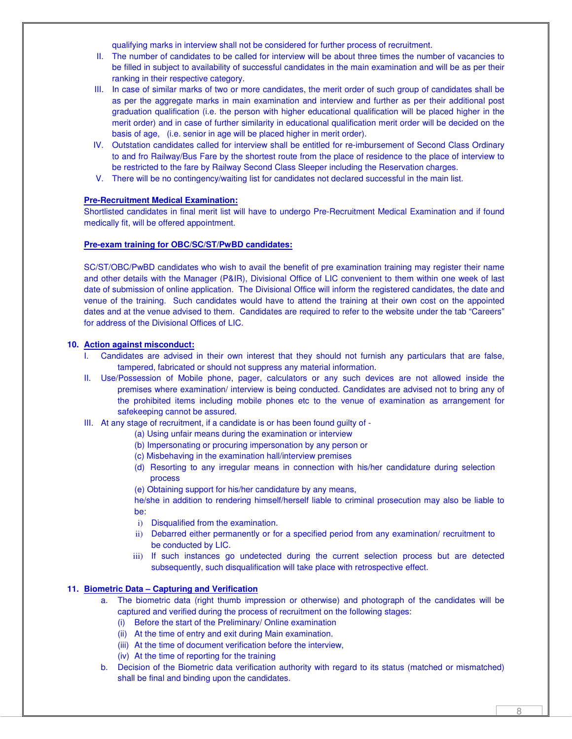qualifying marks in interview shall not be considered for further process of recruitment.

II. The number of candidates to be called for interview will be about three times the number of vacancies to be filled in subject to availability of successful candidates in the main examination and will be as per their ranking in their respective category.

III. In case of similar marks of two or more candidates, the merit order of such group of candidates shall be as per the aggregate marks in main examination and interview and further as per their additional post graduation qualification (i.e. the person with higher educational qualification will be placed higher in the merit order) and in case of further similarity in educational qualification merit order will be decided on the basis of age, (i.e. senior in age will be placed higher in merit order).

IV. Outstation candidates called for interview shall be entitled for re-imbursement of Second Class Ordinary to and fro Railway/Bus Fare by the shortest route from the place of residence to the place of interview to be restricted to the fare by Railway Second Class Sleeper including the Reservation charges.

V. There will be no contingency/waiting list for candidates not declared successful in the main list.

**Pre-Recruitment Medical Examination:**

Shortlisted candidates in final merit list will have to undergo Pre-Recruitment Medical Examination and if found medically fit, will be offered appointment.

**Pre-exam training for OBC/SC/ST/PwBD candidates:**

SC/ST/OBC/PwBD candidates who wish to avail the benefit of pre examination training may register their name and other details with the Manager (P&IR), Divisional Office of LIC convenient to them within one week of last date of submission of online application. The Divisional Office will inform the registered candidates, the date and venue of the training. Such candidates would have to attend the training at their own cost on the appointed dates and at the venue advised to them. Candidates are required to refer to the website under the tab "Careers" for address of the Divisional Offices of LIC.

**10. Action against misconduct:**

I. Candidates are advised in their own interest that they should not furnish any particulars that are false, tampered, fabricated or should not suppress any material information.

II. Use/Possession of Mobile phone, pager, calculators or any such devices are not allowed inside the premises where examination/ interview is being conducted. Candidates are advised not to bring any of the prohibited items including mobile phones etc to the venue of examination as arrangement for safekeeping cannot be assured.

III. At any stage of recruitment, if a candidate is or has been found guilty of -

(a) Using unfair means during the examination or interview
(b) Impersonating or procuring impersonation by any person or
(c) Misbehaving in the examination hall/interview premises
(d) Resorting to any irregular means in connection with his/her candidature during selection process
(e) Obtaining support for his/her candidature by any means,

he/she in addition to rendering himself/herself liable to criminal prosecution may also be liable to be:

i) Disqualified from the examination.
ii) Debarred either permanently or for a specified period from any examination/ recruitment to be conducted by LIC.
iii) If such instances go undetected during the current selection process but are detected subsequently, such disqualification will take place with retrospective effect.

**11. Biometric Data – Capturing and Verification**

a. The biometric data (right thumb impression or otherwise) and photograph of the candidates will be captured and verified during the process of recruitment on the following stages:
   (i) Before the start of the Preliminary/ Online examination
   (ii) At the time of entry and exit during Main examination.
   (iii) At the time of document verification before the interview,
   (iv) At the time of reporting for the training

b. Decision of the Biometric data verification authority with regard to its status (matched or mismatched) shall be final and binding upon the candidates.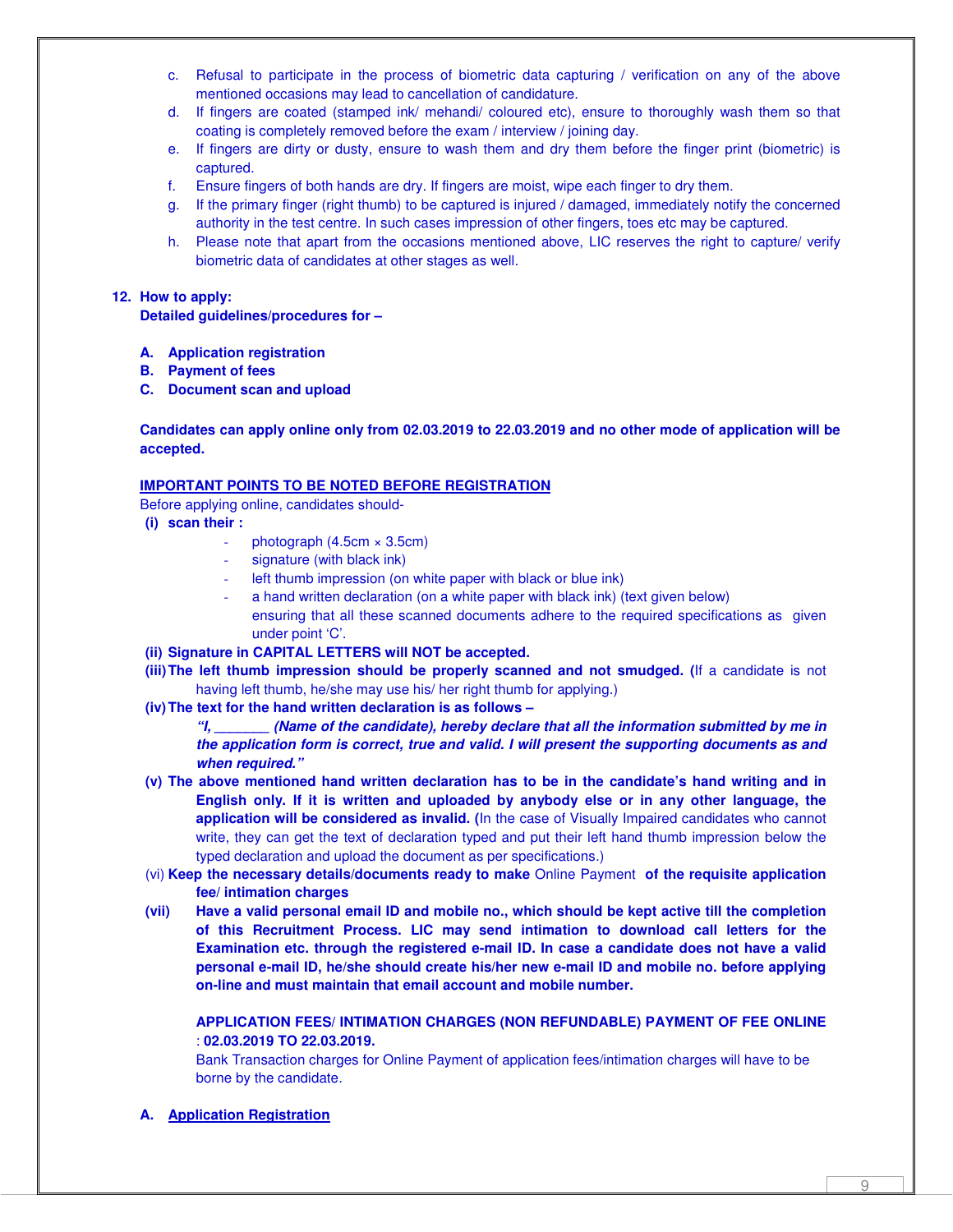c. Refusal to participate in the process of biometric data capturing / verification on any of the above mentioned occasions may lead to cancellation of candidature.
d. If fingers are coated (stamped ink/ mehandi/ coloured etc), ensure to thoroughly wash them so that coating is completely removed before the exam / interview / joining day.
e. If fingers are dirty or dusty, ensure to wash them and dry them before the finger print (biometric) is captured.
f. Ensure fingers of both hands are dry. If fingers are moist, wipe each finger to dry them.
g. If the primary finger (right thumb) to be captured is injured / damaged, immediately notify the concerned authority in the test centre. In such cases impression of other fingers, toes etc may be captured.
h. Please note that apart from the occasions mentioned above, LIC reserves the right to capture/ verify biometric data of candidates at other stages as well.

**12. How to apply:**
**Detailed guidelines/procedures for –**

**A. Application registration**
**B. Payment of fees**
**C. Document scan and upload**

**Candidates can apply online only from 02.03.2019 to 22.03.2019 and no other mode of application will be accepted.**

**<u>IMPORTANT POINTS TO BE NOTED BEFORE REGISTRATION</u>**

Before applying online, candidates should-

**(i) scan their :**
- photograph (4.5cm × 3.5cm)
- signature (with black ink)
- left thumb impression (on white paper with black or blue ink)
- a hand written declaration (on a white paper with black ink) (text given below)

ensuring that all these scanned documents adhere to the required specifications as given under point 'C'.

**(ii) Signature in CAPITAL LETTERS will NOT be accepted.**

**(iii) The left thumb impression should be properly scanned and not smudged. (**If a candidate is not having left thumb, he/she may use his/ her right thumb for applying.)

**(iv) The text for the hand written declaration is as follows –**

***"I, _______ (Name of the candidate), hereby declare that all the information submitted by me in the application form is correct, true and valid. I will present the supporting documents as and when required."***

**(v) The above mentioned hand written declaration has to be in the candidate's hand writing and in English only. If it is written and uploaded by anybody else or in any other language, the application will be considered as invalid. (**In the case of Visually Impaired candidates who cannot write, they can get the text of declaration typed and put their left hand thumb impression below the typed declaration and upload the document as per specifications.)

(vi) **Keep the necessary details/documents ready to make** Online Payment **of the requisite application fee/ intimation charges**

**(vii) Have a valid personal email ID and mobile no., which should be kept active till the completion of this Recruitment Process. LIC may send intimation to download call letters for the Examination etc. through the registered e-mail ID. In case a candidate does not have a valid personal e-mail ID, he/she should create his/her new e-mail ID and mobile no. before applying on-line and must maintain that email account and mobile number.**

**APPLICATION FEES/ INTIMATION CHARGES (NON REFUNDABLE) PAYMENT OF FEE ONLINE : 02.03.2019 TO 22.03.2019.**

Bank Transaction charges for Online Payment of application fees/intimation charges will have to be borne by the candidate.

**A. <u>Application Registration</u>**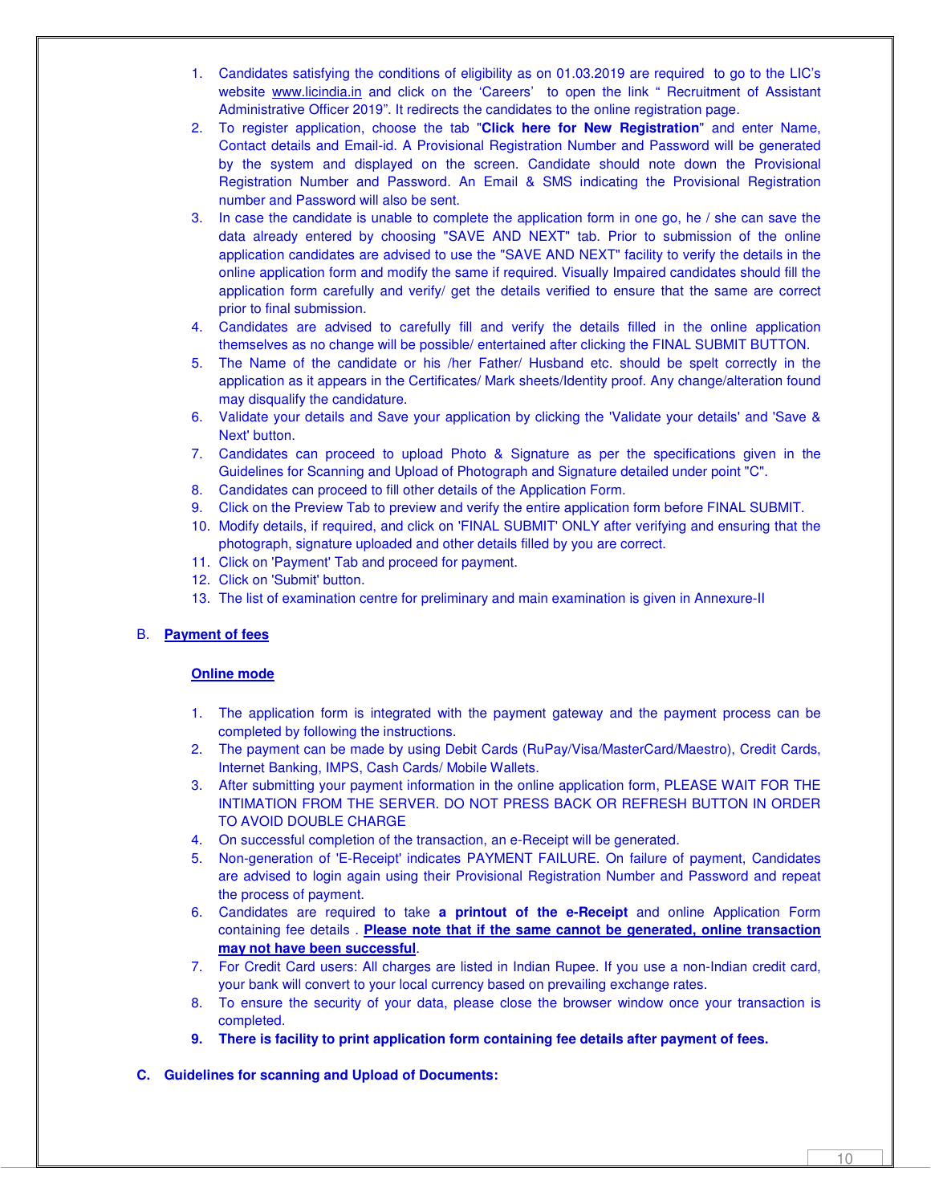1. Candidates satisfying the conditions of eligibility as on 01.03.2019 are required to go to the LIC's website www.licindia.in and click on the 'Careers' to open the link " Recruitment of Assistant Administrative Officer 2019". It redirects the candidates to the online registration page.
2. To register application, choose the tab "**Click here for New Registration**" and enter Name, Contact details and Email-id. A Provisional Registration Number and Password will be generated by the system and displayed on the screen. Candidate should note down the Provisional Registration Number and Password. An Email & SMS indicating the Provisional Registration number and Password will also be sent.
3. In case the candidate is unable to complete the application form in one go, he / she can save the data already entered by choosing "SAVE AND NEXT" tab. Prior to submission of the online application candidates are advised to use the "SAVE AND NEXT" facility to verify the details in the online application form and modify the same if required. Visually Impaired candidates should fill the application form carefully and verify/ get the details verified to ensure that the same are correct prior to final submission.
4. Candidates are advised to carefully fill and verify the details filled in the online application themselves as no change will be possible/ entertained after clicking the FINAL SUBMIT BUTTON.
5. The Name of the candidate or his /her Father/ Husband etc. should be spelt correctly in the application as it appears in the Certificates/ Mark sheets/Identity proof. Any change/alteration found may disqualify the candidature.
6. Validate your details and Save your application by clicking the 'Validate your details' and 'Save & Next' button.
7. Candidates can proceed to upload Photo & Signature as per the specifications given in the Guidelines for Scanning and Upload of Photograph and Signature detailed under point "C".
8. Candidates can proceed to fill other details of the Application Form.
9. Click on the Preview Tab to preview and verify the entire application form before FINAL SUBMIT.
10. Modify details, if required, and click on 'FINAL SUBMIT' ONLY after verifying and ensuring that the photograph, signature uploaded and other details filled by you are correct.
11. Click on 'Payment' Tab and proceed for payment.
12. Click on 'Submit' button.
13. The list of examination centre for preliminary and main examination is given in Annexure-II

## B. Payment of fees

### Online mode

1. The application form is integrated with the payment gateway and the payment process can be completed by following the instructions.
2. The payment can be made by using Debit Cards (RuPay/Visa/MasterCard/Maestro), Credit Cards, Internet Banking, IMPS, Cash Cards/ Mobile Wallets.
3. After submitting your payment information in the online application form, PLEASE WAIT FOR THE INTIMATION FROM THE SERVER. DO NOT PRESS BACK OR REFRESH BUTTON IN ORDER TO AVOID DOUBLE CHARGE
4. On successful completion of the transaction, an e-Receipt will be generated.
5. Non-generation of 'E-Receipt' indicates PAYMENT FAILURE. On failure of payment, Candidates are advised to login again using their Provisional Registration Number and Password and repeat the process of payment.
6. Candidates are required to take **a printout of the e-Receipt** and online Application Form containing fee details . **Please note that if the same cannot be generated, online transaction may not have been successful**.
7. For Credit Card users: All charges are listed in Indian Rupee. If you use a non-Indian credit card, your bank will convert to your local currency based on prevailing exchange rates.
8. To ensure the security of your data, please close the browser window once your transaction is completed.
9. **There is facility to print application form containing fee details after payment of fees.**

## C. Guidelines for scanning and Upload of Documents: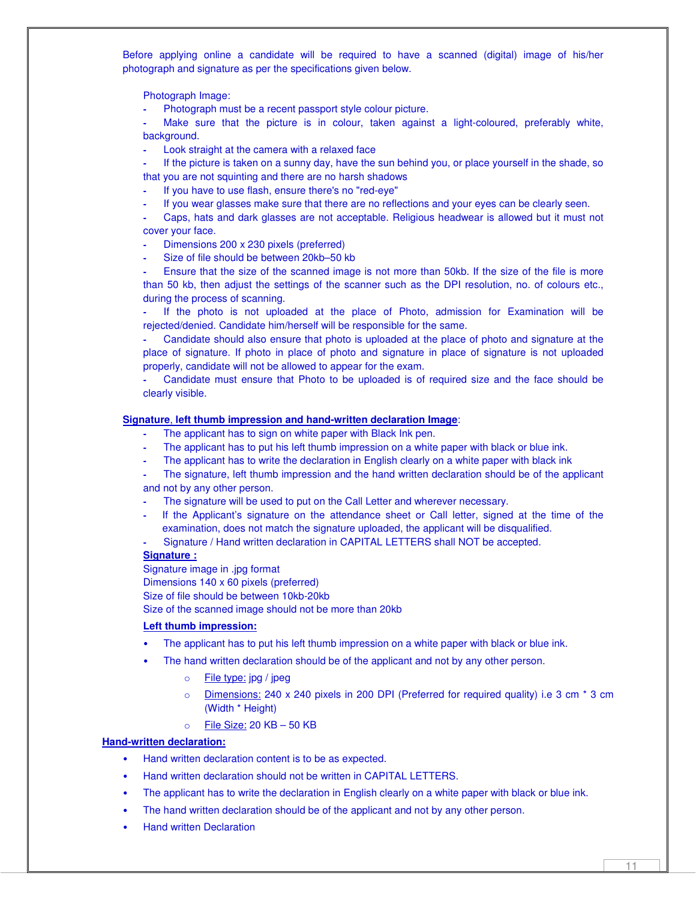Before applying online a candidate will be required to have a scanned (digital) image of his/her photograph and signature as per the specifications given below.

Photograph Image:

- Photograph must be a recent passport style colour picture.
- Make sure that the picture is in colour, taken against a light-coloured, preferably white, background.
- Look straight at the camera with a relaxed face
- If the picture is taken on a sunny day, have the sun behind you, or place yourself in the shade, so that you are not squinting and there are no harsh shadows
- If you have to use flash, ensure there's no "red-eye"
- If you wear glasses make sure that there are no reflections and your eyes can be clearly seen.
- Caps, hats and dark glasses are not acceptable. Religious headwear is allowed but it must not cover your face.
- Dimensions 200 x 230 pixels (preferred)
- Size of file should be between 20kb–50 kb
- Ensure that the size of the scanned image is not more than 50kb. If the size of the file is more than 50 kb, then adjust the settings of the scanner such as the DPI resolution, no. of colours etc., during the process of scanning.
- If the photo is not uploaded at the place of Photo, admission for Examination will be rejected/denied. Candidate him/herself will be responsible for the same.
- Candidate should also ensure that photo is uploaded at the place of photo and signature at the place of signature. If photo in place of photo and signature in place of signature is not uploaded properly, candidate will not be allowed to appear for the exam.
- Candidate must ensure that Photo to be uploaded is of required size and the face should be clearly visible.

**Signature, left thumb impression and hand-written declaration Image:**

- The applicant has to sign on white paper with Black Ink pen.
- The applicant has to put his left thumb impression on a white paper with black or blue ink.
- The applicant has to write the declaration in English clearly on a white paper with black ink
- The signature, left thumb impression and the hand written declaration should be of the applicant and not by any other person.
- The signature will be used to put on the Call Letter and wherever necessary.
- If the Applicant's signature on the attendance sheet or Call letter, signed at the time of the examination, does not match the signature uploaded, the applicant will be disqualified.
- Signature / Hand written declaration in CAPITAL LETTERS shall NOT be accepted.

**Signature :**

Signature image in .jpg format
Dimensions 140 x 60 pixels (preferred)
Size of file should be between 10kb-20kb
Size of the scanned image should not be more than 20kb

**Left thumb impression:**

- The applicant has to put his left thumb impression on a white paper with black or blue ink.
- The hand written declaration should be of the applicant and not by any other person.
  - File type: jpg / jpeg
  - Dimensions: 240 x 240 pixels in 200 DPI (Preferred for required quality) i.e 3 cm * 3 cm (Width * Height)
  - File Size: 20 KB – 50 KB

**Hand-written declaration:**

- Hand written declaration content is to be as expected.
- Hand written declaration should not be written in CAPITAL LETTERS.
- The applicant has to write the declaration in English clearly on a white paper with black or blue ink.
- The hand written declaration should be of the applicant and not by any other person.
- Hand written Declaration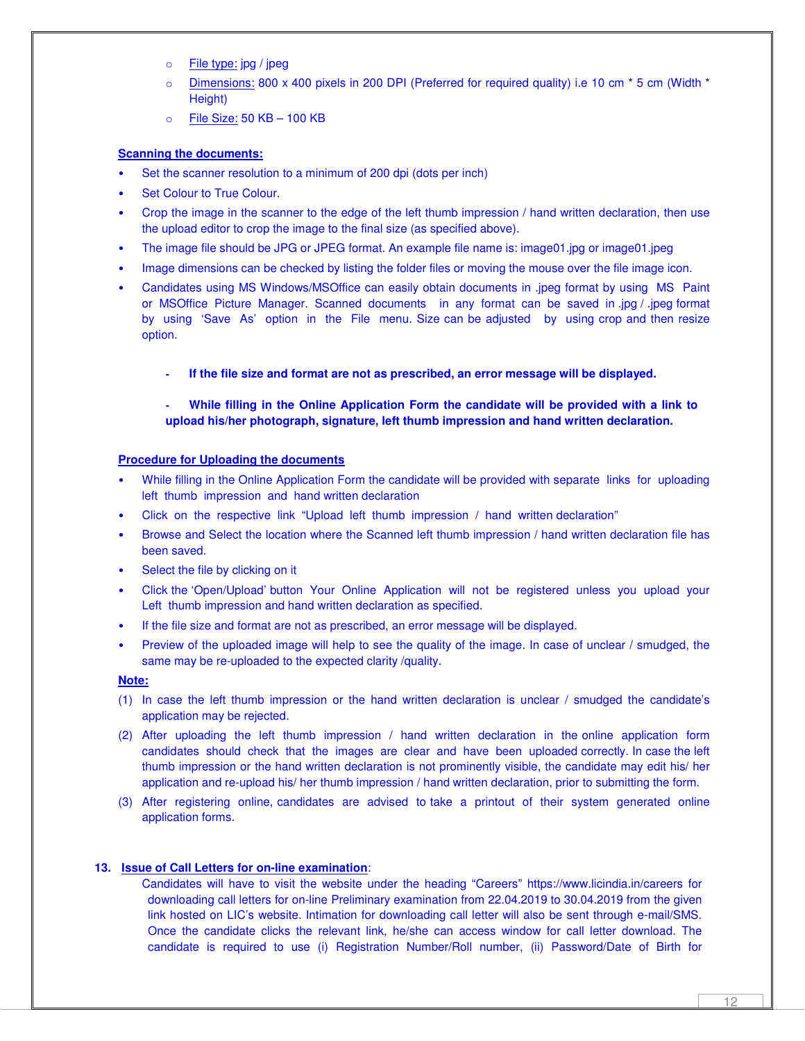- File type: jpg / jpeg
- Dimensions: 800 x 400 pixels in 200 DPI (Preferred for required quality) i.e 10 cm * 5 cm (Width * Height)
- File Size: 50 KB – 100 KB

**Scanning the documents:**

- Set the scanner resolution to a minimum of 200 dpi (dots per inch)
- Set Colour to True Colour.
- Crop the image in the scanner to the edge of the left thumb impression / hand written declaration, then use the upload editor to crop the image to the final size (as specified above).
- The image file should be JPG or JPEG format. An example file name is: image01.jpg or image01.jpeg
- Image dimensions can be checked by listing the folder files or moving the mouse over the file image icon.
- Candidates using MS Windows/MSOffice can easily obtain documents in .jpeg format by using MS Paint or MSOffice Picture Manager. Scanned documents in any format can be saved in .jpg / .jpeg format by using 'Save As' option in the File menu. Size can be adjusted by using crop and then resize option.

- **If the file size and format are not as prescribed, an error message will be displayed.**

- **While filling in the Online Application Form the candidate will be provided with a link to upload his/her photograph, signature, left thumb impression and hand written declaration.**

**Procedure for Uploading the documents**

- While filling in the Online Application Form the candidate will be provided with separate links for uploading left thumb impression and hand written declaration
- Click on the respective link "Upload left thumb impression / hand written declaration"
- Browse and Select the location where the Scanned left thumb impression / hand written declaration file has been saved.
- Select the file by clicking on it
- Click the 'Open/Upload' button Your Online Application will not be registered unless you upload your Left thumb impression and hand written declaration as specified.
- If the file size and format are not as prescribed, an error message will be displayed.
- Preview of the uploaded image will help to see the quality of the image. In case of unclear / smudged, the same may be re-uploaded to the expected clarity /quality.

**Note:**

(1) In case the left thumb impression or the hand written declaration is unclear / smudged the candidate's application may be rejected.

(2) After uploading the left thumb impression / hand written declaration in the online application form candidates should check that the images are clear and have been uploaded correctly. In case the left thumb impression or the hand written declaration is not prominently visible, the candidate may edit his/ her application and re-upload his/ her thumb impression / hand written declaration, prior to submitting the form.

(3) After registering online, candidates are advised to take a printout of their system generated online application forms.

**13. Issue of Call Letters for on-line examination:**

Candidates will have to visit the website under the heading "Careers" https://www.licindia.in/careers for downloading call letters for on-line Preliminary examination from 22.04.2019 to 30.04.2019 from the given link hosted on LIC's website. Intimation for downloading call letter will also be sent through e-mail/SMS. Once the candidate clicks the relevant link, he/she can access window for call letter download. The candidate is required to use (i) Registration Number/Roll number, (ii) Password/Date of Birth for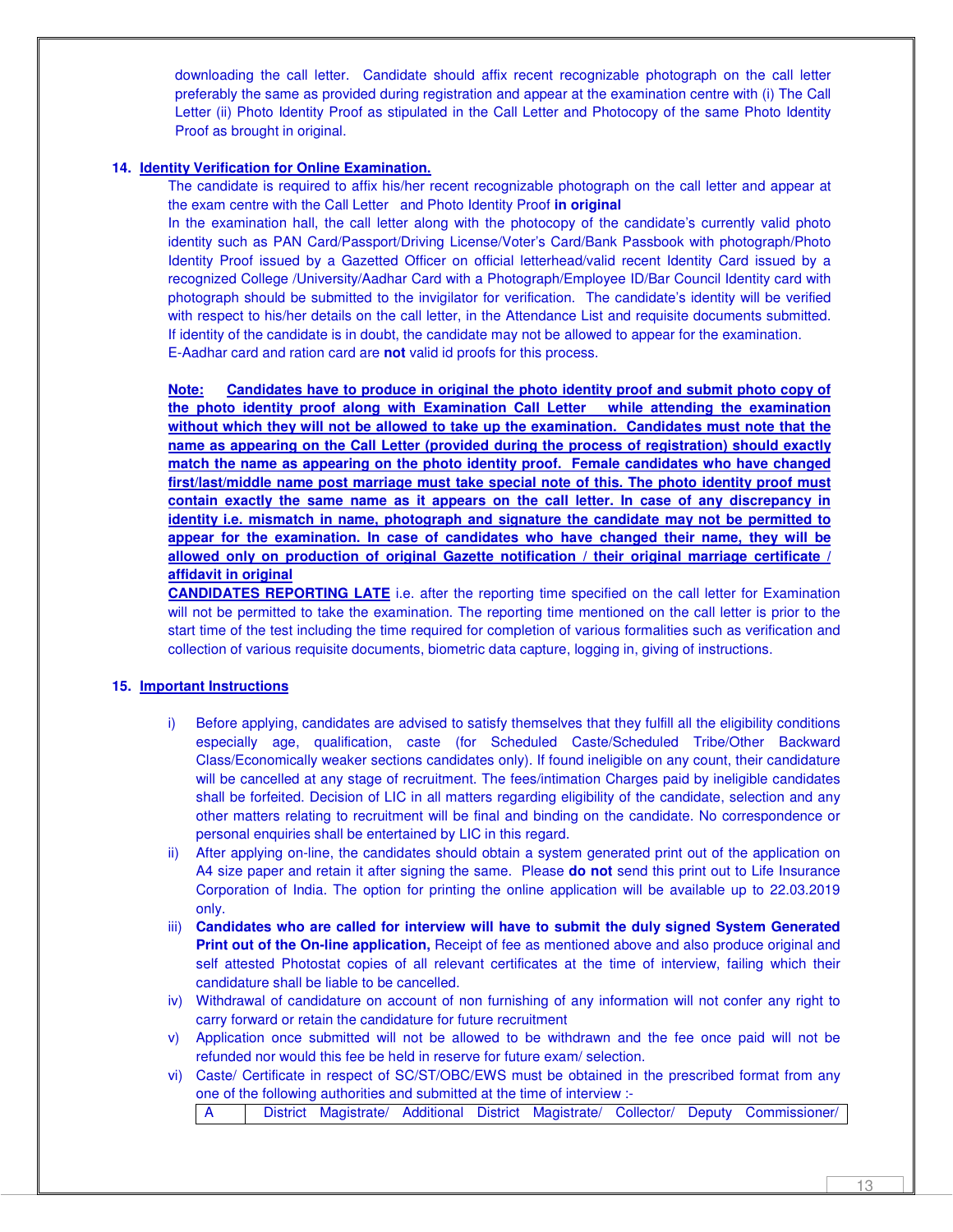downloading the call letter. Candidate should affix recent recognizable photograph on the call letter preferably the same as provided during registration and appear at the examination centre with (i) The Call Letter (ii) Photo Identity Proof as stipulated in the Call Letter and Photocopy of the same Photo Identity Proof as brought in original.

## 14. Identity Verification for Online Examination.

The candidate is required to affix his/her recent recognizable photograph on the call letter and appear at the exam centre with the Call Letter and Photo Identity Proof **in original**

In the examination hall, the call letter along with the photocopy of the candidate's currently valid photo identity such as PAN Card/Passport/Driving License/Voter's Card/Bank Passbook with photograph/Photo Identity Proof issued by a Gazetted Officer on official letterhead/valid recent Identity Card issued by a recognized College /University/Aadhar Card with a Photograph/Employee ID/Bar Council Identity card with photograph should be submitted to the invigilator for verification. The candidate's identity will be verified with respect to his/her details on the call letter, in the Attendance List and requisite documents submitted. If identity of the candidate is in doubt, the candidate may not be allowed to appear for the examination.

E-Aadhar card and ration card are **not** valid id proofs for this process.

**Note: Candidates have to produce in original the photo identity proof and submit photo copy of the photo identity proof along with Examination Call Letter while attending the examination without which they will not be allowed to take up the examination. Candidates must note that the name as appearing on the Call Letter (provided during the process of registration) should exactly match the name as appearing on the photo identity proof. Female candidates who have changed first/last/middle name post marriage must take special note of this. The photo identity proof must contain exactly the same name as it appears on the call letter. In case of any discrepancy in identity i.e. mismatch in name, photograph and signature the candidate may not be permitted to appear for the examination. In case of candidates who have changed their name, they will be allowed only on production of original Gazette notification / their original marriage certificate / affidavit in original**

**CANDIDATES REPORTING LATE** i.e. after the reporting time specified on the call letter for Examination will not be permitted to take the examination. The reporting time mentioned on the call letter is prior to the start time of the test including the time required for completion of various formalities such as verification and collection of various requisite documents, biometric data capture, logging in, giving of instructions.

## 15. Important Instructions

i) Before applying, candidates are advised to satisfy themselves that they fulfill all the eligibility conditions especially age, qualification, caste (for Scheduled Caste/Scheduled Tribe/Other Backward Class/Economically weaker sections candidates only). If found ineligible on any count, their candidature will be cancelled at any stage of recruitment. The fees/intimation Charges paid by ineligible candidates shall be forfeited. Decision of LIC in all matters regarding eligibility of the candidate, selection and any other matters relating to recruitment will be final and binding on the candidate. No correspondence or personal enquiries shall be entertained by LIC in this regard.

ii) After applying on-line, the candidates should obtain a system generated print out of the application on A4 size paper and retain it after signing the same. Please **do not** send this print out to Life Insurance Corporation of India. The option for printing the online application will be available up to 22.03.2019 only.

iii) **Candidates who are called for interview will have to submit the duly signed System Generated Print out of the On-line application,** Receipt of fee as mentioned above and also produce original and self attested Photostat copies of all relevant certificates at the time of interview, failing which their candidature shall be liable to be cancelled.

iv) Withdrawal of candidature on account of non furnishing of any information will not confer any right to carry forward or retain the candidature for future recruitment

v) Application once submitted will not be allowed to be withdrawn and the fee once paid will not be refunded nor would this fee be held in reserve for future exam/ selection.

vi) Caste/ Certificate in respect of SC/ST/OBC/EWS must be obtained in the prescribed format from any one of the following authorities and submitted at the time of interview :-

| A | District Magistrate/ Additional District Magistrate/ Collector/ Deputy Commissioner/ |
|---|---|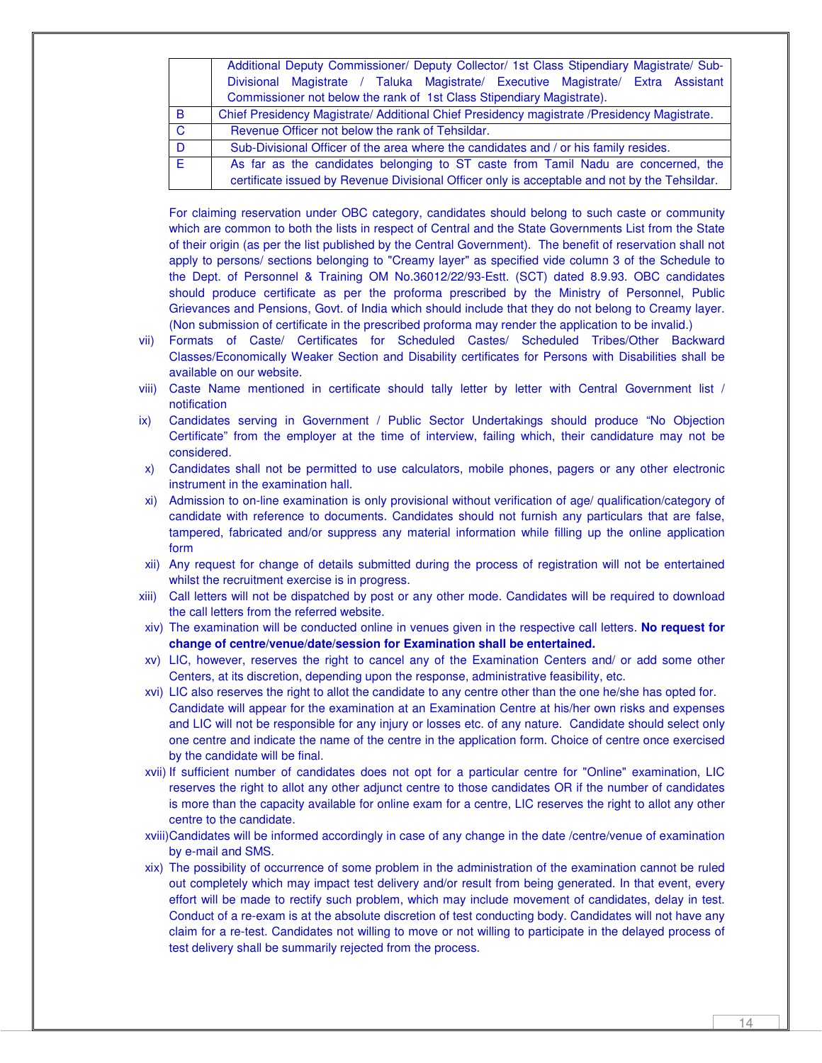| | |
|---|---|
| | Additional Deputy Commissioner/ Deputy Collector/ 1st Class Stipendiary Magistrate/ Sub-Divisional Magistrate / Taluka Magistrate/ Executive Magistrate/ Extra Assistant Commissioner not below the rank of 1st Class Stipendiary Magistrate). |
| B | Chief Presidency Magistrate/ Additional Chief Presidency magistrate /Presidency Magistrate. |
| C | Revenue Officer not below the rank of Tehsildar. |
| D | Sub-Divisional Officer of the area where the candidates and / or his family resides. |
| E | As far as the candidates belonging to ST caste from Tamil Nadu are concerned, the certificate issued by Revenue Divisional Officer only is acceptable and not by the Tehsildar. |

For claiming reservation under OBC category, candidates should belong to such caste or community which are common to both the lists in respect of Central and the State Governments List from the State of their origin (as per the list published by the Central Government). The benefit of reservation shall not apply to persons/ sections belonging to "Creamy layer" as specified vide column 3 of the Schedule to the Dept. of Personnel & Training OM No.36012/22/93-Estt. (SCT) dated 8.9.93. OBC candidates should produce certificate as per the proforma prescribed by the Ministry of Personnel, Public Grievances and Pensions, Govt. of India which should include that they do not belong to Creamy layer. (Non submission of certificate in the prescribed proforma may render the application to be invalid.)

vii) Formats of Caste/ Certificates for Scheduled Castes/ Scheduled Tribes/Other Backward Classes/Economically Weaker Section and Disability certificates for Persons with Disabilities shall be available on our website.

viii) Caste Name mentioned in certificate should tally letter by letter with Central Government list / notification

ix) Candidates serving in Government / Public Sector Undertakings should produce "No Objection Certificate" from the employer at the time of interview, failing which, their candidature may not be considered.

x) Candidates shall not be permitted to use calculators, mobile phones, pagers or any other electronic instrument in the examination hall.

xi) Admission to on-line examination is only provisional without verification of age/ qualification/category of candidate with reference to documents. Candidates should not furnish any particulars that are false, tampered, fabricated and/or suppress any material information while filling up the online application form

xii) Any request for change of details submitted during the process of registration will not be entertained whilst the recruitment exercise is in progress.

xiii) Call letters will not be dispatched by post or any other mode. Candidates will be required to download the call letters from the referred website.

xiv) The examination will be conducted online in venues given in the respective call letters. **No request for change of centre/venue/date/session for Examination shall be entertained.**

xv) LIC, however, reserves the right to cancel any of the Examination Centers and/ or add some other Centers, at its discretion, depending upon the response, administrative feasibility, etc.

xvi) LIC also reserves the right to allot the candidate to any centre other than the one he/she has opted for. Candidate will appear for the examination at an Examination Centre at his/her own risks and expenses and LIC will not be responsible for any injury or losses etc. of any nature. Candidate should select only one centre and indicate the name of the centre in the application form. Choice of centre once exercised by the candidate will be final.

xvii) If sufficient number of candidates does not opt for a particular centre for "Online" examination, LIC reserves the right to allot any other adjunct centre to those candidates OR if the number of candidates is more than the capacity available for online exam for a centre, LIC reserves the right to allot any other centre to the candidate.

xviii) Candidates will be informed accordingly in case of any change in the date /centre/venue of examination by e-mail and SMS.

xix) The possibility of occurrence of some problem in the administration of the examination cannot be ruled out completely which may impact test delivery and/or result from being generated. In that event, every effort will be made to rectify such problem, which may include movement of candidates, delay in test. Conduct of a re-exam is at the absolute discretion of test conducting body. Candidates will not have any claim for a re-test. Candidates not willing to move or not willing to participate in the delayed process of test delivery shall be summarily rejected from the process.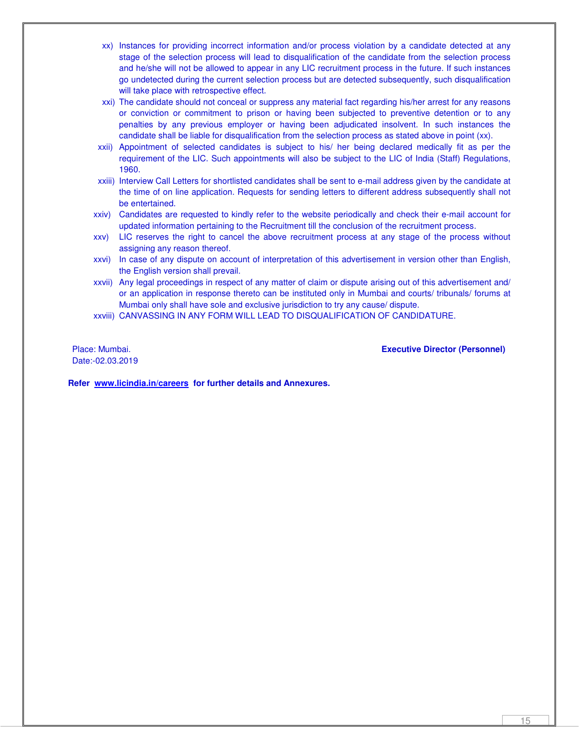xx) Instances for providing incorrect information and/or process violation by a candidate detected at any stage of the selection process will lead to disqualification of the candidate from the selection process and he/she will not be allowed to appear in any LIC recruitment process in the future. If such instances go undetected during the current selection process but are detected subsequently, such disqualification will take place with retrospective effect.

xxi) The candidate should not conceal or suppress any material fact regarding his/her arrest for any reasons or conviction or commitment to prison or having been subjected to preventive detention or to any penalties by any previous employer or having been adjudicated insolvent. In such instances the candidate shall be liable for disqualification from the selection process as stated above in point (xx).

xxii) Appointment of selected candidates is subject to his/ her being declared medically fit as per the requirement of the LIC. Such appointments will also be subject to the LIC of India (Staff) Regulations, 1960.

xxiii) Interview Call Letters for shortlisted candidates shall be sent to e-mail address given by the candidate at the time of on line application. Requests for sending letters to different address subsequently shall not be entertained.

xxiv) Candidates are requested to kindly refer to the website periodically and check their e-mail account for updated information pertaining to the Recruitment till the conclusion of the recruitment process.

xxv) LIC reserves the right to cancel the above recruitment process at any stage of the process without assigning any reason thereof.

xxvi) In case of any dispute on account of interpretation of this advertisement in version other than English, the English version shall prevail.

xxvii) Any legal proceedings in respect of any matter of claim or dispute arising out of this advertisement and/ or an application in response thereto can be instituted only in Mumbai and courts/ tribunals/ forums at Mumbai only shall have sole and exclusive jurisdiction to try any cause/ dispute.

xxviii) CANVASSING IN ANY FORM WILL LEAD TO DISQUALIFICATION OF CANDIDATURE.

Place: Mumbai.
Date:-02.03.2019

**Executive Director (Personnel)**

**Refer [www.licindia.in/careers](www.licindia.in/careers) for further details and Annexures.**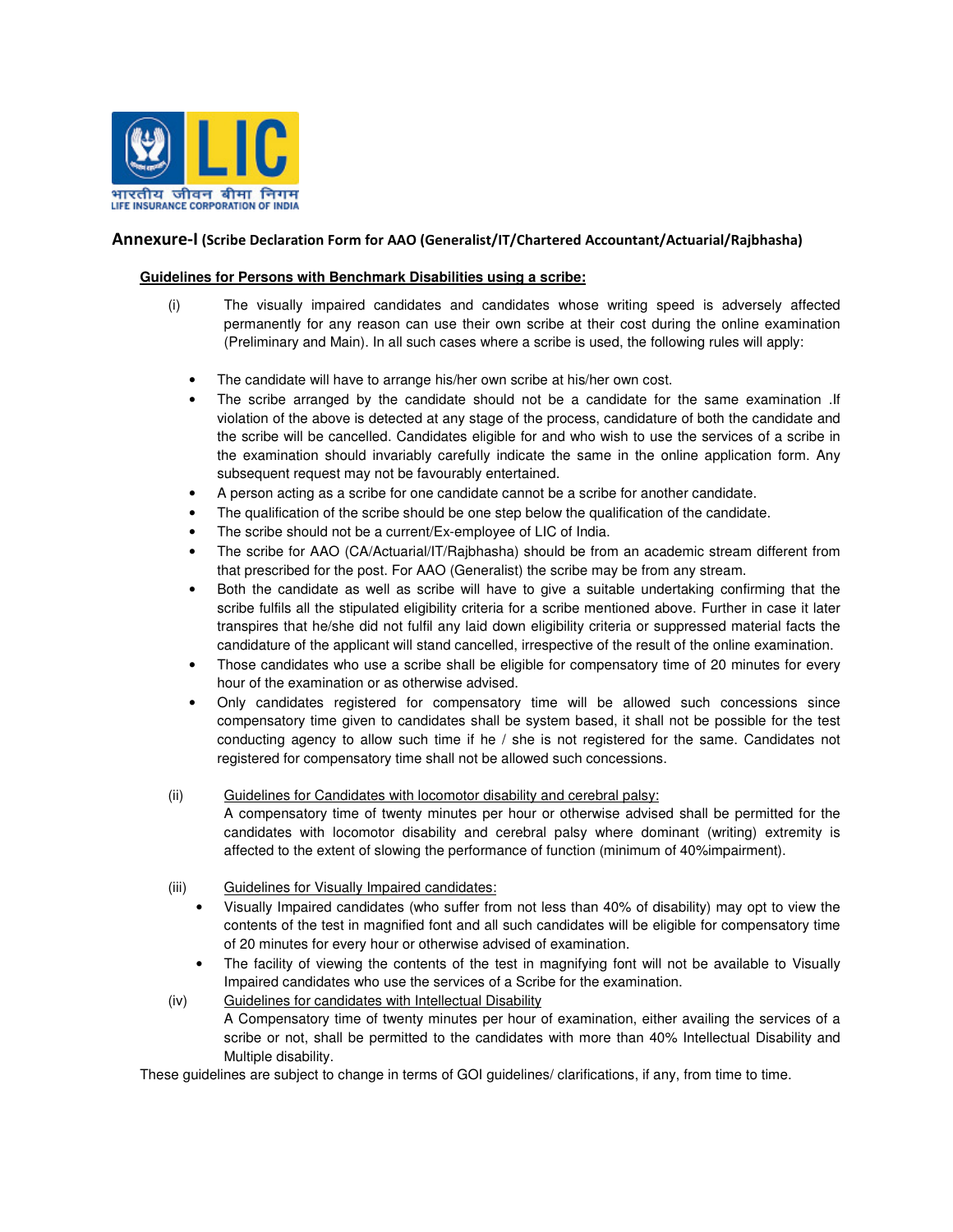## Annexure-I (Scribe Declaration Form for AAO (Generalist/IT/Chartered Accountant/Actuarial/Rajbhasha)

**Guidelines for Persons with Benchmark Disabilities using a scribe:**

(i) The visually impaired candidates and candidates whose writing speed is adversely affected permanently for any reason can use their own scribe at their cost during the online examination (Preliminary and Main). In all such cases where a scribe is used, the following rules will apply:

- The candidate will have to arrange his/her own scribe at his/her own cost.
- The scribe arranged by the candidate should not be a candidate for the same examination .If violation of the above is detected at any stage of the process, candidature of both the candidate and the scribe will be cancelled. Candidates eligible for and who wish to use the services of a scribe in the examination should invariably carefully indicate the same in the online application form. Any subsequent request may not be favourably entertained.
- A person acting as a scribe for one candidate cannot be a scribe for another candidate.
- The qualification of the scribe should be one step below the qualification of the candidate.
- The scribe should not be a current/Ex-employee of LIC of India.
- The scribe for AAO (CA/Actuarial/IT/Rajbhasha) should be from an academic stream different from that prescribed for the post. For AAO (Generalist) the scribe may be from any stream.
- Both the candidate as well as scribe will have to give a suitable undertaking confirming that the scribe fulfils all the stipulated eligibility criteria for a scribe mentioned above. Further in case it later transpires that he/she did not fulfil any laid down eligibility criteria or suppressed material facts the candidature of the applicant will stand cancelled, irrespective of the result of the online examination.
- Those candidates who use a scribe shall be eligible for compensatory time of 20 minutes for every hour of the examination or as otherwise advised.
- Only candidates registered for compensatory time will be allowed such concessions since compensatory time given to candidates shall be system based, it shall not be possible for the test conducting agency to allow such time if he / she is not registered for the same. Candidates not registered for compensatory time shall not be allowed such concessions.

(ii) Guidelines for Candidates with locomotor disability and cerebral palsy:
A compensatory time of twenty minutes per hour or otherwise advised shall be permitted for the candidates with locomotor disability and cerebral palsy where dominant (writing) extremity is affected to the extent of slowing the performance of function (minimum of 40%impairment).

(iii) Guidelines for Visually Impaired candidates:

- Visually Impaired candidates (who suffer from not less than 40% of disability) may opt to view the contents of the test in magnified font and all such candidates will be eligible for compensatory time of 20 minutes for every hour or otherwise advised of examination.
- The facility of viewing the contents of the test in magnifying font will not be available to Visually Impaired candidates who use the services of a Scribe for the examination.

(iv) Guidelines for candidates with Intellectual Disability
A Compensatory time of twenty minutes per hour of examination, either availing the services of a scribe or not, shall be permitted to the candidates with more than 40% Intellectual Disability and Multiple disability.

These guidelines are subject to change in terms of GOI guidelines/ clarifications, if any, from time to time.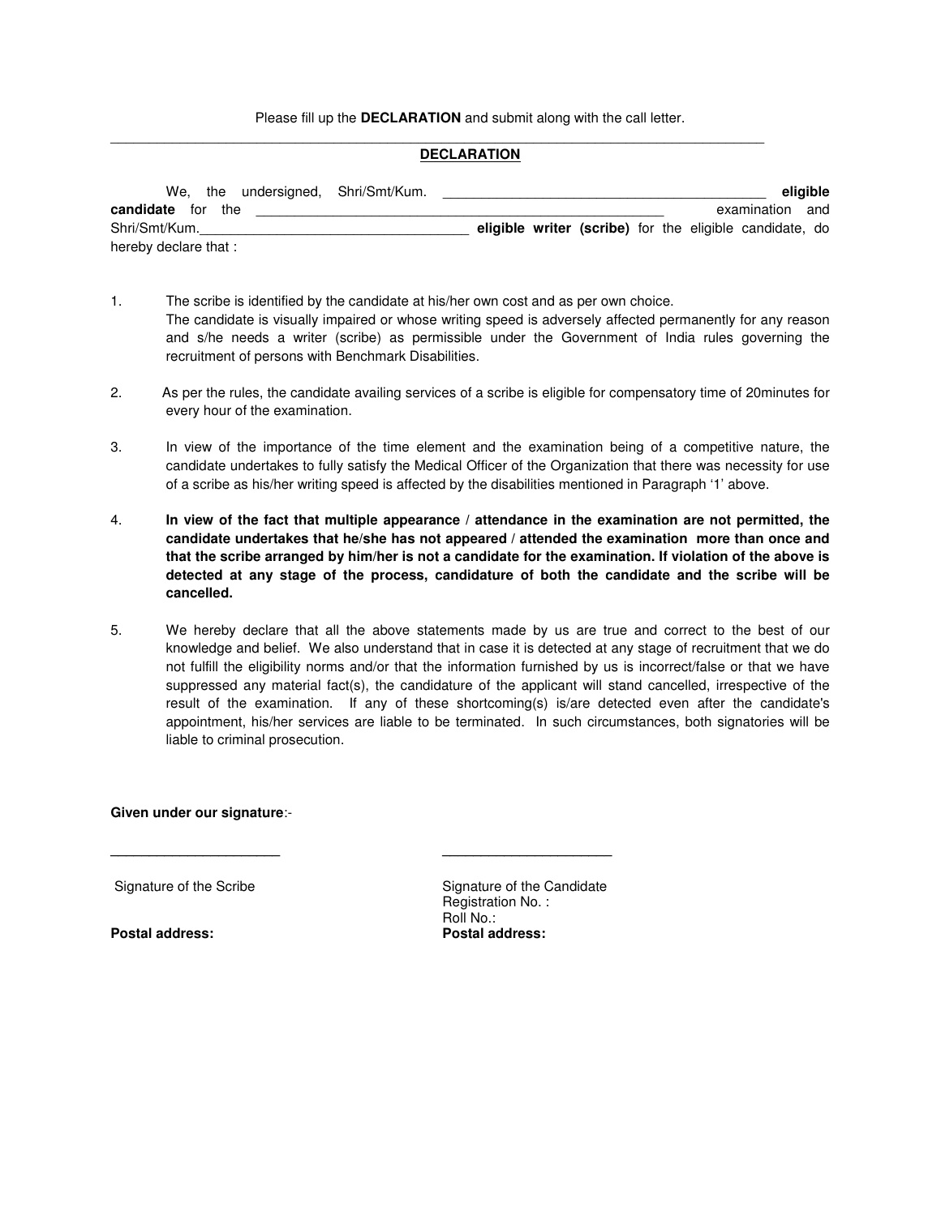Please fill up the **DECLARATION** and submit along with the call letter.

---

## DECLARATION

We, the undersigned, Shri/Smt/Kum. ____________________________________________ **eligible candidate** for the _________________________________________________________ examination and Shri/Smt/Kum.______________________________________ **eligible writer (scribe)** for the eligible candidate, do hereby declare that :

1. The scribe is identified by the candidate at his/her own cost and as per own choice.
   The candidate is visually impaired or whose writing speed is adversely affected permanently for any reason and s/he needs a writer (scribe) as permissible under the Government of India rules governing the recruitment of persons with Benchmark Disabilities.

2. As per the rules, the candidate availing services of a scribe is eligible for compensatory time of 20minutes for every hour of the examination.

3. In view of the importance of the time element and the examination being of a competitive nature, the candidate undertakes to fully satisfy the Medical Officer of the Organization that there was necessity for use of a scribe as his/her writing speed is affected by the disabilities mentioned in Paragraph '1' above.

4. **In view of the fact that multiple appearance / attendance in the examination are not permitted, the candidate undertakes that he/she has not appeared / attended the examination more than once and that the scribe arranged by him/her is not a candidate for the examination. If violation of the above is detected at any stage of the process, candidature of both the candidate and the scribe will be cancelled.**

5. We hereby declare that all the above statements made by us are true and correct to the best of our knowledge and belief. We also understand that in case it is detected at any stage of recruitment that we do not fulfill the eligibility norms and/or that the information furnished by us is incorrect/false or that we have suppressed any material fact(s), the candidature of the applicant will stand cancelled, irrespective of the result of the examination. If any of these shortcoming(s) is/are detected even after the candidate's appointment, his/her services are liable to be terminated. In such circumstances, both signatories will be liable to criminal prosecution.

**Given under our signature**:-

______________________ ______________________

Signature of the Scribe

Signature of the Candidate
Registration No. :
Roll No.:

**Postal address:**

**Postal address:**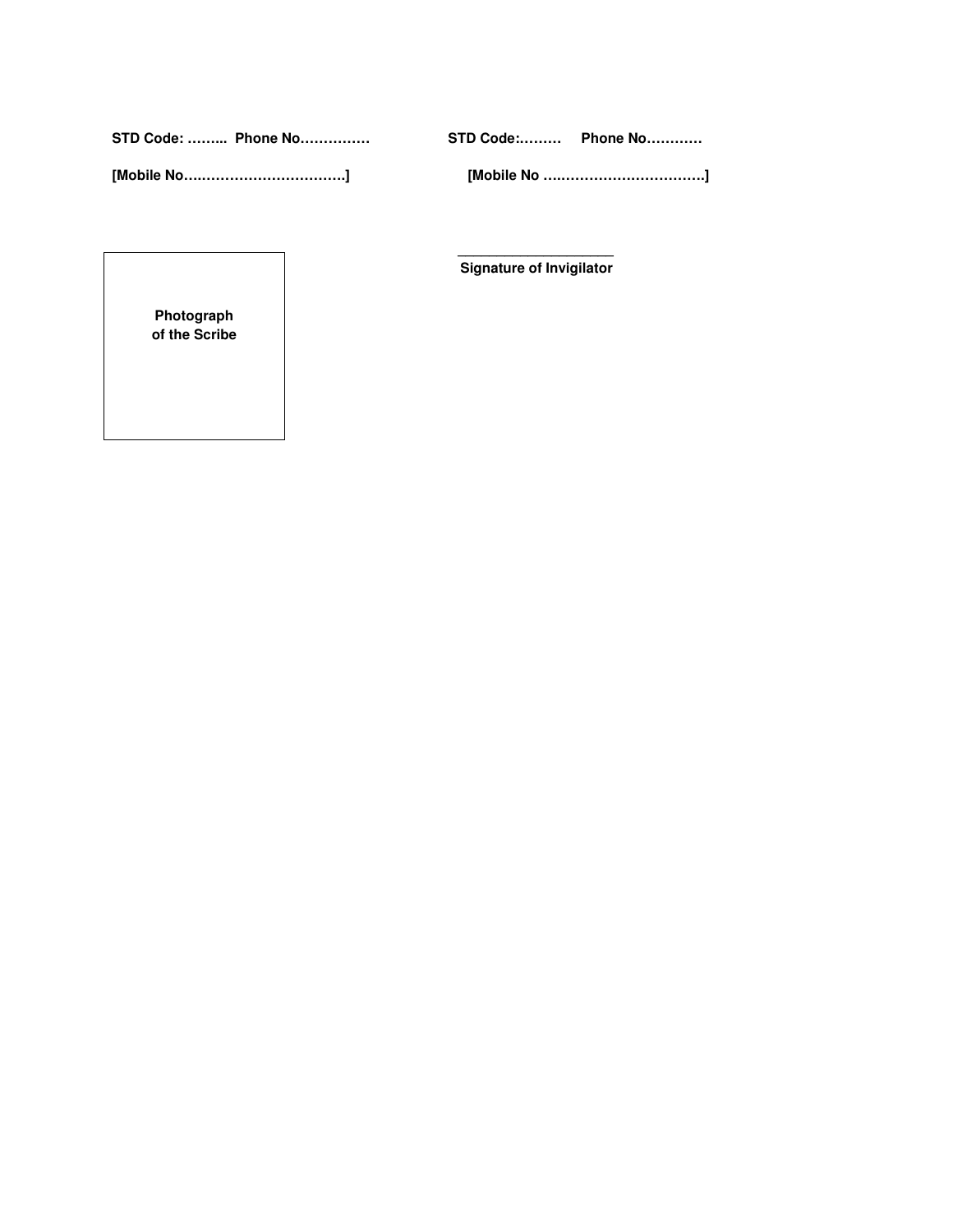**STD Code: ……..  Phone No……………** **STD Code:………  Phone No…………**

**[Mobile No…..…………………………..]** **[Mobile No …..…………………………….]**

**Photograph of the Scribe**

______________________
**Signature of Invigilator**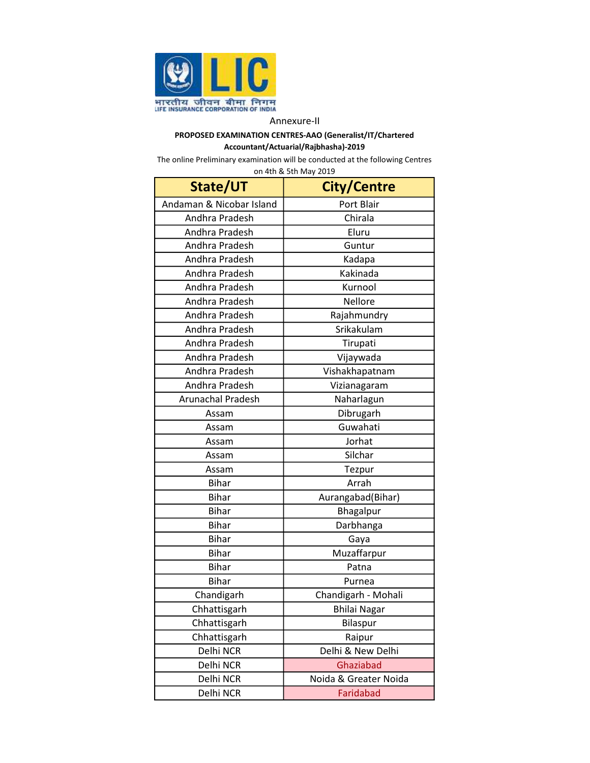Annexure-II

**PROPOSED EXAMINATION CENTRES-AAO (Generalist/IT/Chartered Accountant/Actuarial/Rajbhasha)-2019**

The online Preliminary examination will be conducted at the following Centres on 4th & 5th May 2019

| State/UT | City/Centre |
|---|---|
| Andaman & Nicobar Island | Port Blair |
| Andhra Pradesh | Chirala |
| Andhra Pradesh | Eluru |
| Andhra Pradesh | Guntur |
| Andhra Pradesh | Kadapa |
| Andhra Pradesh | Kakinada |
| Andhra Pradesh | Kurnool |
| Andhra Pradesh | Nellore |
| Andhra Pradesh | Rajahmundry |
| Andhra Pradesh | Srikakulam |
| Andhra Pradesh | Tirupati |
| Andhra Pradesh | Vijaywada |
| Andhra Pradesh | Vishakhapatnam |
| Andhra Pradesh | Vizianagaram |
| Arunachal Pradesh | Naharlagun |
| Assam | Dibrugarh |
| Assam | Guwahati |
| Assam | Jorhat |
| Assam | Silchar |
| Assam | Tezpur |
| Bihar | Arrah |
| Bihar | Aurangabad(Bihar) |
| Bihar | Bhagalpur |
| Bihar | Darbhanga |
| Bihar | Gaya |
| Bihar | Muzaffarpur |
| Bihar | Patna |
| Bihar | Purnea |
| Chandigarh | Chandigarh - Mohali |
| Chhattisgarh | Bhilai Nagar |
| Chhattisgarh | Bilaspur |
| Chhattisgarh | Raipur |
| Delhi NCR | Delhi & New Delhi |
| Delhi NCR | Ghaziabad |
| Delhi NCR | Noida & Greater Noida |
| Delhi NCR | Faridabad |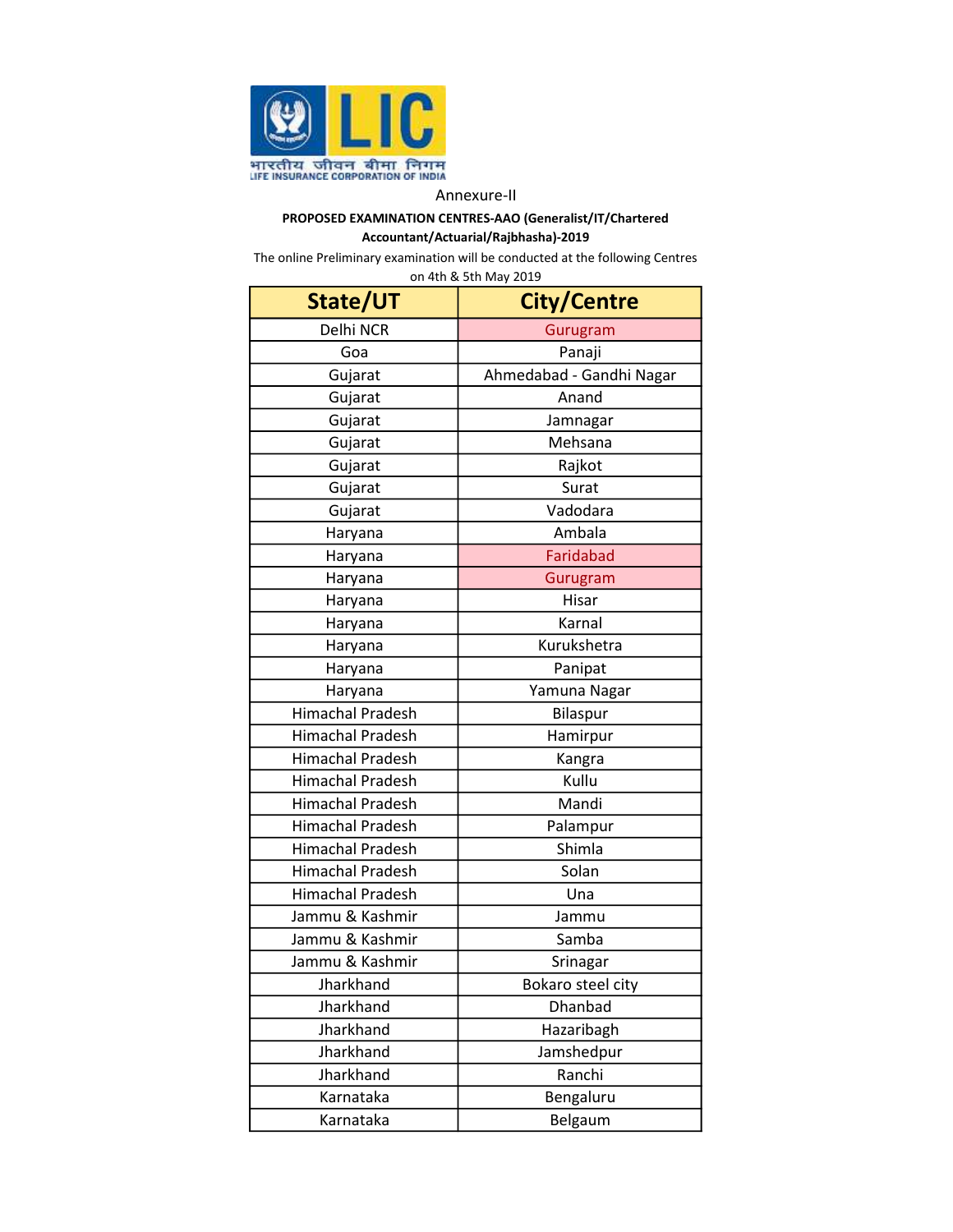Annexure-II

**PROPOSED EXAMINATION CENTRES-AAO (Generalist/IT/Chartered Accountant/Actuarial/Rajbhasha)-2019**

The online Preliminary examination will be conducted at the following Centres on 4th & 5th May 2019

| State/UT | City/Centre |
|---|---|
| Delhi NCR | Gurugram |
| Goa | Panaji |
| Gujarat | Ahmedabad - Gandhi Nagar |
| Gujarat | Anand |
| Gujarat | Jamnagar |
| Gujarat | Mehsana |
| Gujarat | Rajkot |
| Gujarat | Surat |
| Gujarat | Vadodara |
| Haryana | Ambala |
| Haryana | Faridabad |
| Haryana | Gurugram |
| Haryana | Hisar |
| Haryana | Karnal |
| Haryana | Kurukshetra |
| Haryana | Panipat |
| Haryana | Yamuna Nagar |
| Himachal Pradesh | Bilaspur |
| Himachal Pradesh | Hamirpur |
| Himachal Pradesh | Kangra |
| Himachal Pradesh | Kullu |
| Himachal Pradesh | Mandi |
| Himachal Pradesh | Palampur |
| Himachal Pradesh | Shimla |
| Himachal Pradesh | Solan |
| Himachal Pradesh | Una |
| Jammu & Kashmir | Jammu |
| Jammu & Kashmir | Samba |
| Jammu & Kashmir | Srinagar |
| Jharkhand | Bokaro steel city |
| Jharkhand | Dhanbad |
| Jharkhand | Hazaribagh |
| Jharkhand | Jamshedpur |
| Jharkhand | Ranchi |
| Karnataka | Bengaluru |
| Karnataka | Belgaum |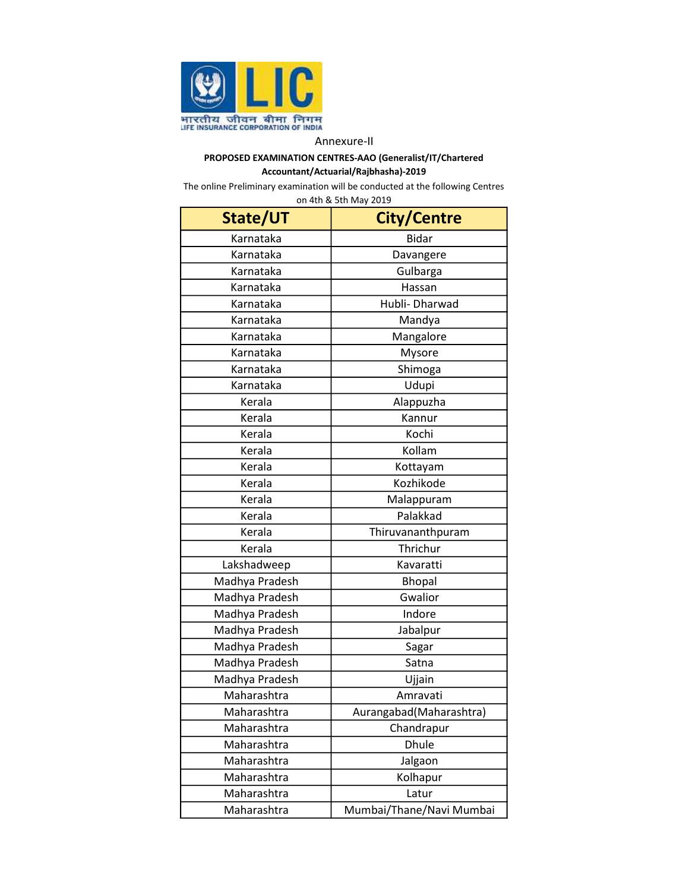Annexure-II

**PROPOSED EXAMINATION CENTRES-AAO (Generalist/IT/Chartered Accountant/Actuarial/Rajbhasha)-2019**

The online Preliminary examination will be conducted at the following Centres on 4th & 5th May 2019

| State/UT | City/Centre |
|---|---|
| Karnataka | Bidar |
| Karnataka | Davangere |
| Karnataka | Gulbarga |
| Karnataka | Hassan |
| Karnataka | Hubli- Dharwad |
| Karnataka | Mandya |
| Karnataka | Mangalore |
| Karnataka | Mysore |
| Karnataka | Shimoga |
| Karnataka | Udupi |
| Kerala | Alappuzha |
| Kerala | Kannur |
| Kerala | Kochi |
| Kerala | Kollam |
| Kerala | Kottayam |
| Kerala | Kozhikode |
| Kerala | Malappuram |
| Kerala | Palakkad |
| Kerala | Thiruvananthpuram |
| Kerala | Thrichur |
| Lakshadweep | Kavaratti |
| Madhya Pradesh | Bhopal |
| Madhya Pradesh | Gwalior |
| Madhya Pradesh | Indore |
| Madhya Pradesh | Jabalpur |
| Madhya Pradesh | Sagar |
| Madhya Pradesh | Satna |
| Madhya Pradesh | Ujjain |
| Maharashtra | Amravati |
| Maharashtra | Aurangabad(Maharashtra) |
| Maharashtra | Chandrapur |
| Maharashtra | Dhule |
| Maharashtra | Jalgaon |
| Maharashtra | Kolhapur |
| Maharashtra | Latur |
| Maharashtra | Mumbai/Thane/Navi Mumbai |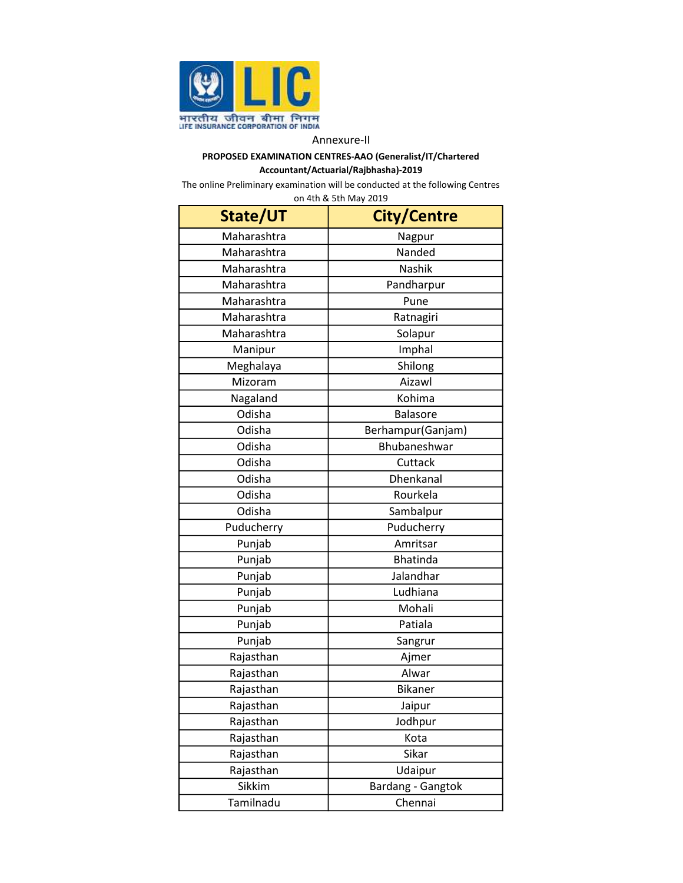भारतीय जीवन बीमा निगम
LIFE INSURANCE CORPORATION OF INDIA

Annexure-II

**PROPOSED EXAMINATION CENTRES-AAO (Generalist/IT/Chartered Accountant/Actuarial/Rajbhasha)-2019**

The online Preliminary examination will be conducted at the following Centres on 4th & 5th May 2019

| State/UT | City/Centre |
|---|---|
| Maharashtra | Nagpur |
| Maharashtra | Nanded |
| Maharashtra | Nashik |
| Maharashtra | Pandharpur |
| Maharashtra | Pune |
| Maharashtra | Ratnagiri |
| Maharashtra | Solapur |
| Manipur | Imphal |
| Meghalaya | Shilong |
| Mizoram | Aizawl |
| Nagaland | Kohima |
| Odisha | Balasore |
| Odisha | Berhampur(Ganjam) |
| Odisha | Bhubaneshwar |
| Odisha | Cuttack |
| Odisha | Dhenkanal |
| Odisha | Rourkela |
| Odisha | Sambalpur |
| Puducherry | Puducherry |
| Punjab | Amritsar |
| Punjab | Bhatinda |
| Punjab | Jalandhar |
| Punjab | Ludhiana |
| Punjab | Mohali |
| Punjab | Patiala |
| Punjab | Sangrur |
| Rajasthan | Ajmer |
| Rajasthan | Alwar |
| Rajasthan | Bikaner |
| Rajasthan | Jaipur |
| Rajasthan | Jodhpur |
| Rajasthan | Kota |
| Rajasthan | Sikar |
| Rajasthan | Udaipur |
| Sikkim | Bardang - Gangtok |
| Tamilnadu | Chennai |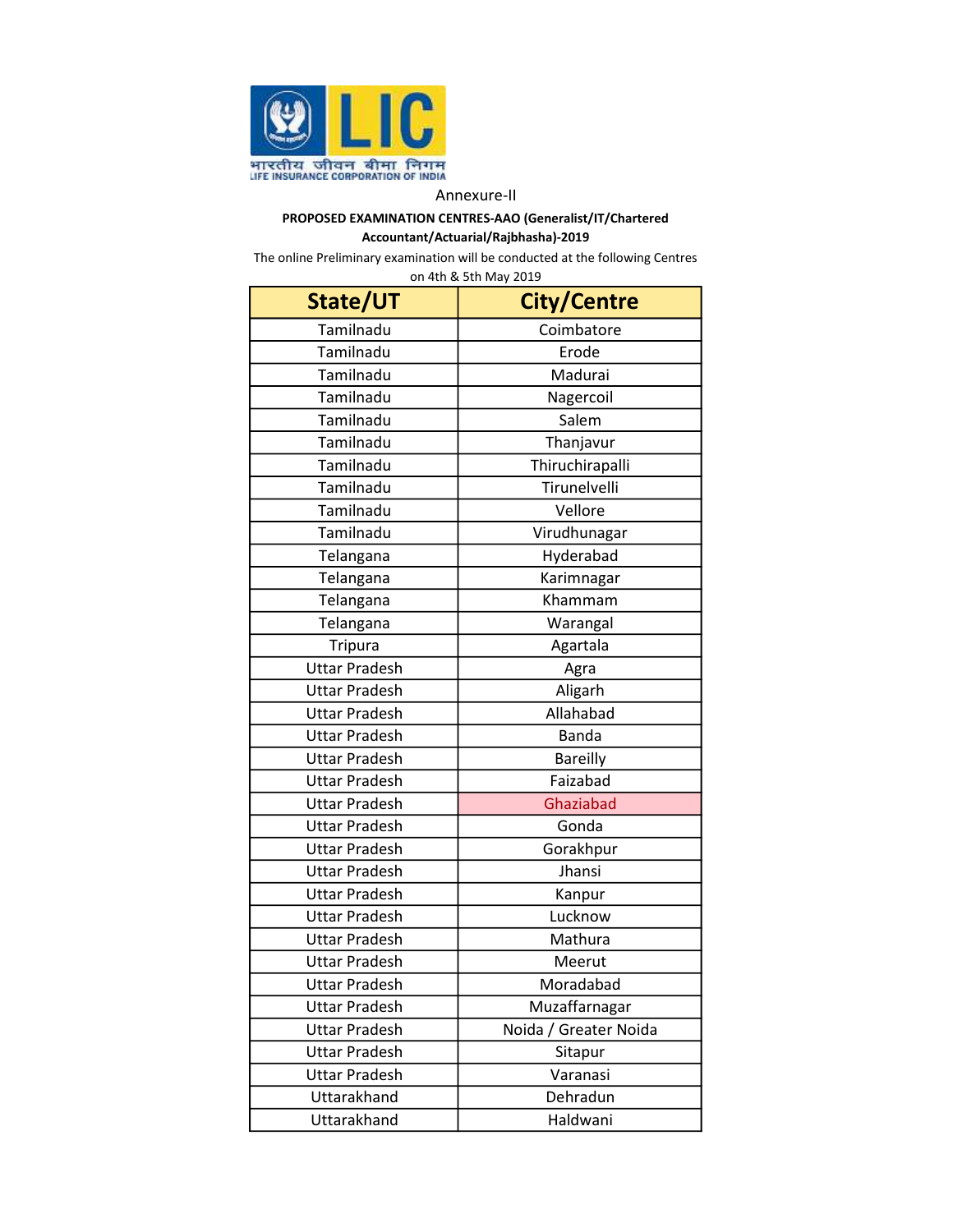Annexure-II

**PROPOSED EXAMINATION CENTRES-AAO (Generalist/IT/Chartered Accountant/Actuarial/Rajbhasha)-2019**

The online Preliminary examination will be conducted at the following Centres on 4th & 5th May 2019

| State/UT | City/Centre |
|---|---|
| Tamilnadu | Coimbatore |
| Tamilnadu | Erode |
| Tamilnadu | Madurai |
| Tamilnadu | Nagercoil |
| Tamilnadu | Salem |
| Tamilnadu | Thanjavur |
| Tamilnadu | Thiruchirapalli |
| Tamilnadu | Tirunelvelli |
| Tamilnadu | Vellore |
| Tamilnadu | Virudhunagar |
| Telangana | Hyderabad |
| Telangana | Karimnagar |
| Telangana | Khammam |
| Telangana | Warangal |
| Tripura | Agartala |
| Uttar Pradesh | Agra |
| Uttar Pradesh | Aligarh |
| Uttar Pradesh | Allahabad |
| Uttar Pradesh | Banda |
| Uttar Pradesh | Bareilly |
| Uttar Pradesh | Faizabad |
| Uttar Pradesh | Ghaziabad |
| Uttar Pradesh | Gonda |
| Uttar Pradesh | Gorakhpur |
| Uttar Pradesh | Jhansi |
| Uttar Pradesh | Kanpur |
| Uttar Pradesh | Lucknow |
| Uttar Pradesh | Mathura |
| Uttar Pradesh | Meerut |
| Uttar Pradesh | Moradabad |
| Uttar Pradesh | Muzaffarnagar |
| Uttar Pradesh | Noida / Greater Noida |
| Uttar Pradesh | Sitapur |
| Uttar Pradesh | Varanasi |
| Uttarakhand | Dehradun |
| Uttarakhand | Haldwani |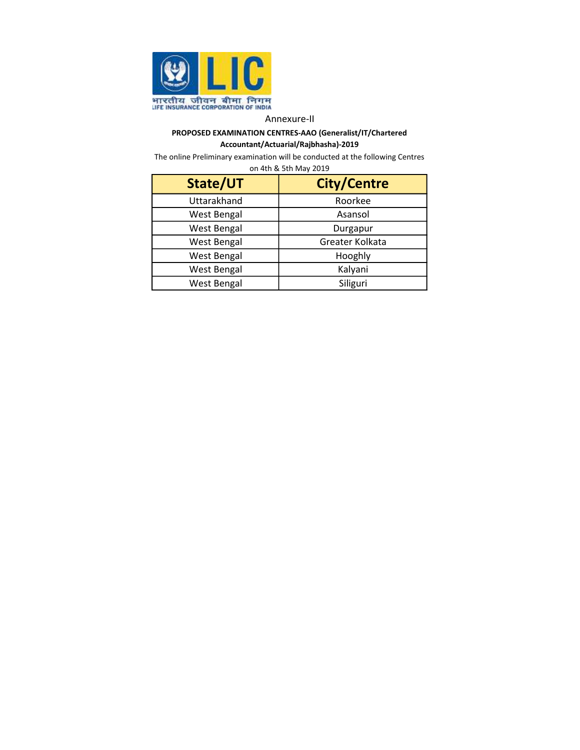भारतीय जीवन बीमा निगम
LIFE INSURANCE CORPORATION OF INDIA

Annexure-II

**PROPOSED EXAMINATION CENTRES-AAO (Generalist/IT/Chartered Accountant/Actuarial/Rajbhasha)-2019**

The online Preliminary examination will be conducted at the following Centres on 4th & 5th May 2019

| State/UT | City/Centre |
|---|---|
| Uttarakhand | Roorkee |
| West Bengal | Asansol |
| West Bengal | Durgapur |
| West Bengal | Greater Kolkata |
| West Bengal | Hooghly |
| West Bengal | Kalyani |
| West Bengal | Siliguri |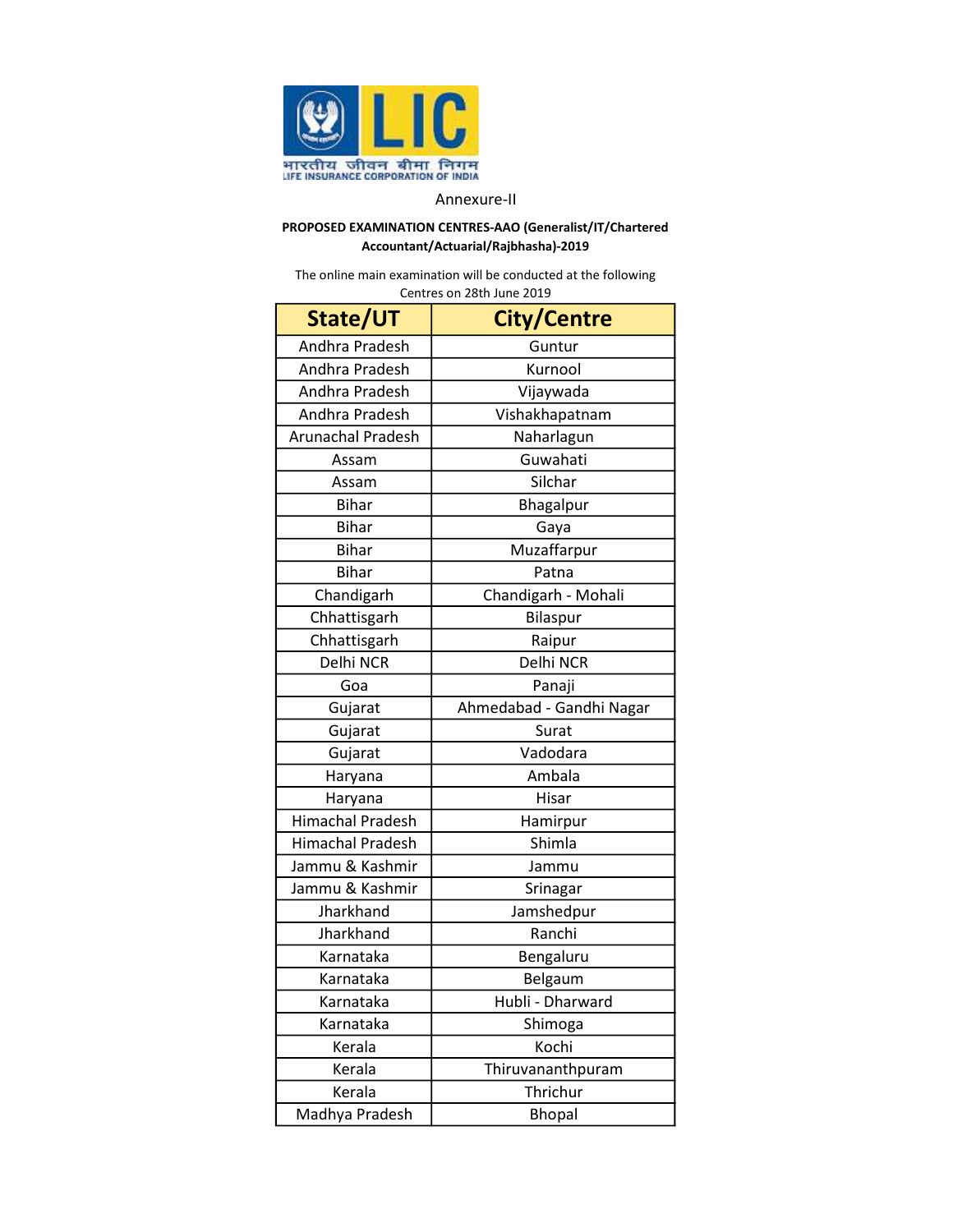भारतीय जीवन बीमा निगम
LIFE INSURANCE CORPORATION OF INDIA

Annexure-II

**PROPOSED EXAMINATION CENTRES-AAO (Generalist/IT/Chartered Accountant/Actuarial/Rajbhasha)-2019**

The online main examination will be conducted at the following Centres on 28th June 2019

| State/UT | City/Centre |
|---|---|
| Andhra Pradesh | Guntur |
| Andhra Pradesh | Kurnool |
| Andhra Pradesh | Vijaywada |
| Andhra Pradesh | Vishakhapatnam |
| Arunachal Pradesh | Naharlagun |
| Assam | Guwahati |
| Assam | Silchar |
| Bihar | Bhagalpur |
| Bihar | Gaya |
| Bihar | Muzaffarpur |
| Bihar | Patna |
| Chandigarh | Chandigarh - Mohali |
| Chhattisgarh | Bilaspur |
| Chhattisgarh | Raipur |
| Delhi NCR | Delhi NCR |
| Goa | Panaji |
| Gujarat | Ahmedabad - Gandhi Nagar |
| Gujarat | Surat |
| Gujarat | Vadodara |
| Haryana | Ambala |
| Haryana | Hisar |
| Himachal Pradesh | Hamirpur |
| Himachal Pradesh | Shimla |
| Jammu & Kashmir | Jammu |
| Jammu & Kashmir | Srinagar |
| Jharkhand | Jamshedpur |
| Jharkhand | Ranchi |
| Karnataka | Bengaluru |
| Karnataka | Belgaum |
| Karnataka | Hubli - Dharward |
| Karnataka | Shimoga |
| Kerala | Kochi |
| Kerala | Thiruvananthpuram |
| Kerala | Thrichur |
| Madhya Pradesh | Bhopal |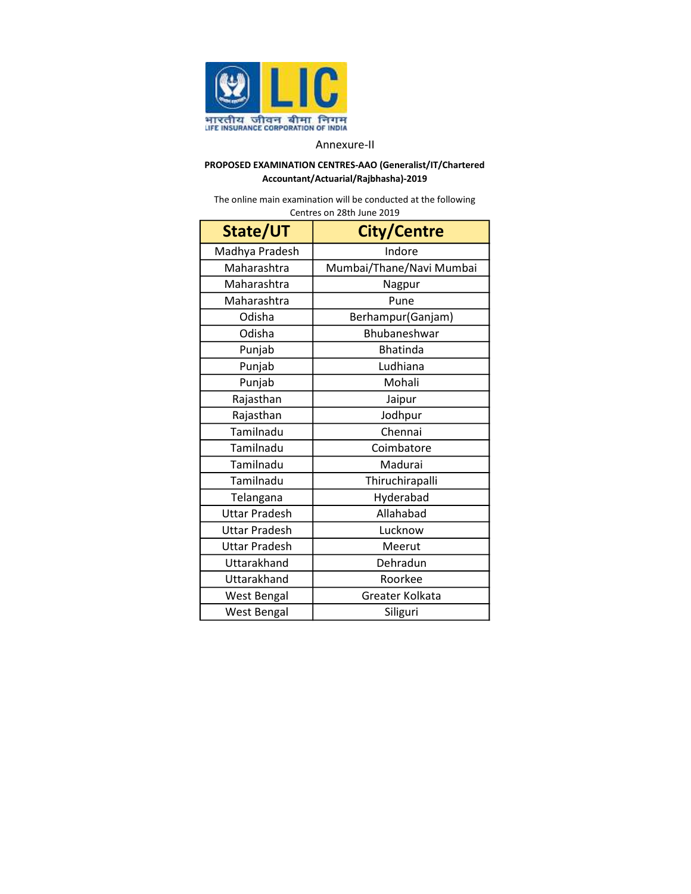भारतीय जीवन बीमा निगम
LIFE INSURANCE CORPORATION OF INDIA

Annexure-II

**PROPOSED EXAMINATION CENTRES-AAO (Generalist/IT/Chartered Accountant/Actuarial/Rajbhasha)-2019**

The online main examination will be conducted at the following Centres on 28th June 2019

| State/UT | City/Centre |
|---|---|
| Madhya Pradesh | Indore |
| Maharashtra | Mumbai/Thane/Navi Mumbai |
| Maharashtra | Nagpur |
| Maharashtra | Pune |
| Odisha | Berhampur(Ganjam) |
| Odisha | Bhubaneshwar |
| Punjab | Bhatinda |
| Punjab | Ludhiana |
| Punjab | Mohali |
| Rajasthan | Jaipur |
| Rajasthan | Jodhpur |
| Tamilnadu | Chennai |
| Tamilnadu | Coimbatore |
| Tamilnadu | Madurai |
| Tamilnadu | Thiruchirapalli |
| Telangana | Hyderabad |
| Uttar Pradesh | Allahabad |
| Uttar Pradesh | Lucknow |
| Uttar Pradesh | Meerut |
| Uttarakhand | Dehradun |
| Uttarakhand | Roorkee |
| West Bengal | Greater Kolkata |
| West Bengal | Siliguri |